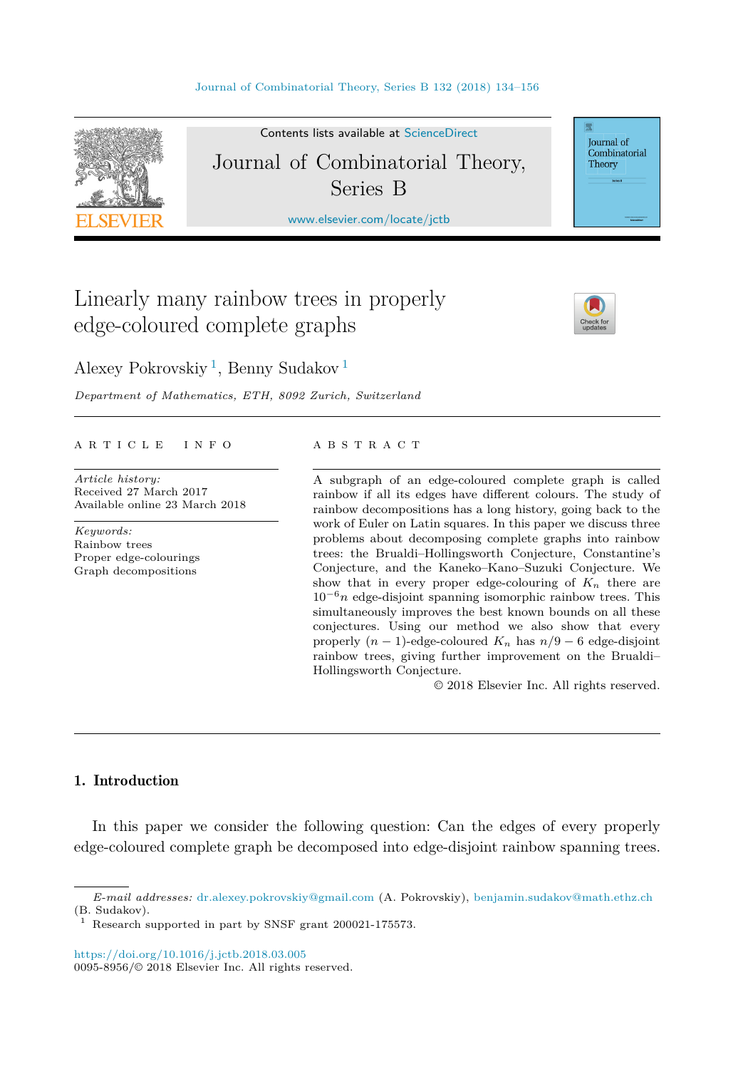# Linearly many rainbow trees in properly edge-coloured complete graphs

Alexey Pokrovskiy [1], Benny Sudakov [1]

*Department of Mathematics, ETH, 8092 Zurich, Switzerland*

---

A R T I C L E   I N F O

*Article history:*
Received 27 March 2017
Available online 23 March 2018

*Keywords:*
Rainbow trees
Proper edge-colourings
Graph decompositions

A B S T R A C T

A subgraph of an edge-coloured complete graph is called rainbow if all its edges have different colours. The study of rainbow decompositions has a long history, going back to the work of Euler on Latin squares. In this paper we discuss three problems about decomposing complete graphs into rainbow trees: the Brualdi–Hollingsworth Conjecture, Constantine's Conjecture, and the Kaneko–Kano–Suzuki Conjecture. We show that in every proper edge-colouring of $K_n$ there are $10^{-6}n$ edge-disjoint spanning isomorphic rainbow trees. This simultaneously improves the best known bounds on all these conjectures. Using our method we also show that every properly $(n-1)$-edge-coloured $K_n$ has $n/9 - 6$ edge-disjoint rainbow trees, giving further improvement on the Brualdi–Hollingsworth Conjecture.

© 2018 Elsevier Inc. All rights reserved.

---

## 1. Introduction

In this paper we consider the following question: Can the edges of every properly edge-coloured complete graph be decomposed into edge-disjoint rainbow spanning trees.

---

*E-mail addresses:* dr.alexey.pokrovskiy@gmail.com (A. Pokrovskiy), benjamin.sudakov@math.ethz.ch (B. Sudakov).

[1] Research supported in part by SNSF grant 200021-175573.

https://doi.org/10.1016/j.jctb.2018.03.005
0095-8956/© 2018 Elsevier Inc. All rights reserved.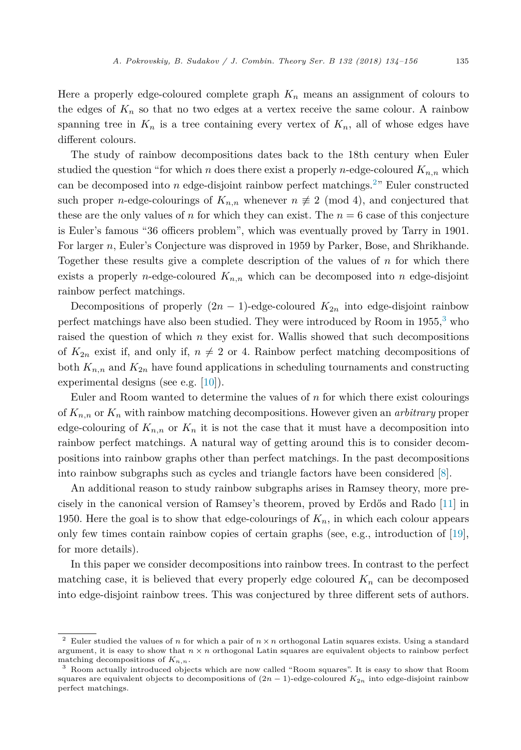Here a properly edge-coloured complete graph $K_n$ means an assignment of colours to the edges of $K_n$ so that no two edges at a vertex receive the same colour. A rainbow spanning tree in $K_n$ is a tree containing every vertex of $K_n$, all of whose edges have different colours.

The study of rainbow decompositions dates back to the 18th century when Euler studied the question "for which $n$ does there exist a properly $n$-edge-coloured $K_{n,n}$ which can be decomposed into $n$ edge-disjoint rainbow perfect matchings.[2]" Euler constructed such proper $n$-edge-colourings of $K_{n,n}$ whenever $n \not\equiv 2 \pmod 4$, and conjectured that these are the only values of $n$ for which they can exist. The $n = 6$ case of this conjecture is Euler's famous "36 officers problem", which was eventually proved by Tarry in 1901. For larger $n$, Euler's Conjecture was disproved in 1959 by Parker, Bose, and Shrikhande. Together these results give a complete description of the values of $n$ for which there exists a properly $n$-edge-coloured $K_{n,n}$ which can be decomposed into $n$ edge-disjoint rainbow perfect matchings.

Decompositions of properly $(2n-1)$-edge-coloured $K_{2n}$ into edge-disjoint rainbow perfect matchings have also been studied. They were introduced by Room in 1955,[3] who raised the question of which $n$ they exist for. Wallis showed that such decompositions of $K_{2n}$ exist if, and only if, $n \neq 2$ or 4. Rainbow perfect matching decompositions of both $K_{n,n}$ and $K_{2n}$ have found applications in scheduling tournaments and constructing experimental designs (see e.g. [10]).

Euler and Room wanted to determine the values of $n$ for which there exist colourings of $K_{n,n}$ or $K_n$ with rainbow matching decompositions. However given an *arbitrary* proper edge-colouring of $K_{n,n}$ or $K_n$ it is not the case that it must have a decomposition into rainbow perfect matchings. A natural way of getting around this is to consider decompositions into rainbow graphs other than perfect matchings. In the past decompositions into rainbow subgraphs such as cycles and triangle factors have been considered [8].

An additional reason to study rainbow subgraphs arises in Ramsey theory, more precisely in the canonical version of Ramsey's theorem, proved by Erdős and Rado [11] in 1950. Here the goal is to show that edge-colourings of $K_n$, in which each colour appears only few times contain rainbow copies of certain graphs (see, e.g., introduction of [19], for more details).

In this paper we consider decompositions into rainbow trees. In contrast to the perfect matching case, it is believed that every properly edge coloured $K_n$ can be decomposed into edge-disjoint rainbow trees. This was conjectured by three different sets of authors.

---

[2] Euler studied the values of $n$ for which a pair of $n \times n$ orthogonal Latin squares exists. Using a standard argument, it is easy to show that $n \times n$ orthogonal Latin squares are equivalent objects to rainbow perfect matching decompositions of $K_{n,n}$.

[3] Room actually introduced objects which are now called "Room squares". It is easy to show that Room squares are equivalent objects to decompositions of $(2n-1)$-edge-coloured $K_{2n}$ into edge-disjoint rainbow perfect matchings.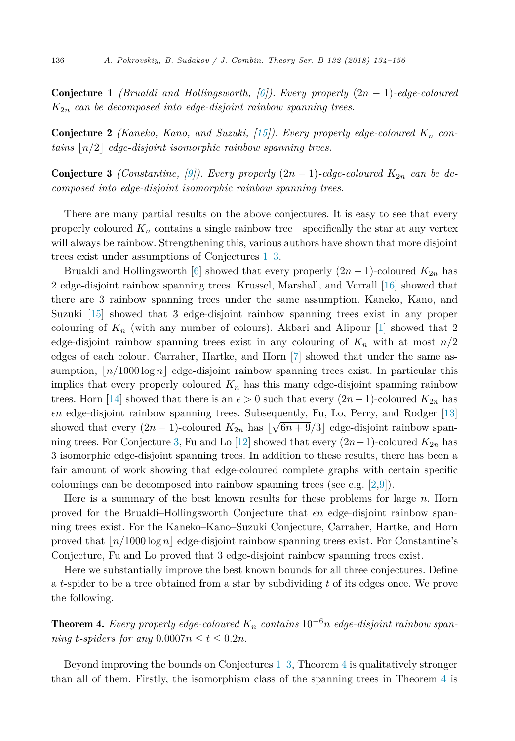**Conjecture 1** *(Brualdi and Hollingsworth, [6]). Every properly $(2n-1)$-edge-coloured $K_{2n}$ can be decomposed into edge-disjoint rainbow spanning trees.*

**Conjecture 2** *(Kaneko, Kano, and Suzuki, [15]). Every properly edge-coloured $K_n$ contains $\lfloor n/2 \rfloor$ edge-disjoint isomorphic rainbow spanning trees.*

**Conjecture 3** *(Constantine, [9]). Every properly $(2n-1)$-edge-coloured $K_{2n}$ can be decomposed into edge-disjoint isomorphic rainbow spanning trees.*

There are many partial results on the above conjectures. It is easy to see that every properly coloured $K_n$ contains a single rainbow tree—specifically the star at any vertex will always be rainbow. Strengthening this, various authors have shown that more disjoint trees exist under assumptions of Conjectures 1–3.

Brualdi and Hollingsworth [6] showed that every properly $(2n-1)$-coloured $K_{2n}$ has 2 edge-disjoint rainbow spanning trees. Krussel, Marshall, and Verrall [16] showed that there are 3 rainbow spanning trees under the same assumption. Kaneko, Kano, and Suzuki [15] showed that 3 edge-disjoint rainbow spanning trees exist in any proper colouring of $K_n$ (with any number of colours). Akbari and Alipour [1] showed that 2 edge-disjoint rainbow spanning trees exist in any colouring of $K_n$ with at most $n/2$ edges of each colour. Carraher, Hartke, and Horn [7] showed that under the same assumption, $\lfloor n/1000 \log n \rfloor$ edge-disjoint rainbow spanning trees exist. In particular this implies that every properly coloured $K_n$ has this many edge-disjoint spanning rainbow trees. Horn [14] showed that there is an $\epsilon > 0$ such that every $(2n-1)$-coloured $K_{2n}$ has $\epsilon n$ edge-disjoint rainbow spanning trees. Subsequently, Fu, Lo, Perry, and Rodger [13] showed that every $(2n-1)$-coloured $K_{2n}$ has $\lfloor \sqrt{6n+9}/3 \rfloor$ edge-disjoint rainbow spanning trees. For Conjecture 3, Fu and Lo [12] showed that every $(2n-1)$-coloured $K_{2n}$ has 3 isomorphic edge-disjoint spanning trees. In addition to these results, there has been a fair amount of work showing that edge-coloured complete graphs with certain specific colourings can be decomposed into rainbow spanning trees (see e.g. [2,9]).

Here is a summary of the best known results for these problems for large $n$. Horn proved for the Brualdi–Hollingsworth Conjecture that $\epsilon n$ edge-disjoint rainbow spanning trees exist. For the Kaneko–Kano–Suzuki Conjecture, Carraher, Hartke, and Horn proved that $\lfloor n/1000 \log n \rfloor$ edge-disjoint rainbow spanning trees exist. For Constantine's Conjecture, Fu and Lo proved that 3 edge-disjoint rainbow spanning trees exist.

Here we substantially improve the best known bounds for all three conjectures. Define a $t$-spider to be a tree obtained from a star by subdividing $t$ of its edges once. We prove the following.

**Theorem 4.** *Every properly edge-coloured $K_n$ contains $10^{-6}n$ edge-disjoint rainbow spanning $t$-spiders for any $0.0007n \leq t \leq 0.2n$.*

Beyond improving the bounds on Conjectures 1–3, Theorem 4 is qualitatively stronger than all of them. Firstly, the isomorphism class of the spanning trees in Theorem 4 is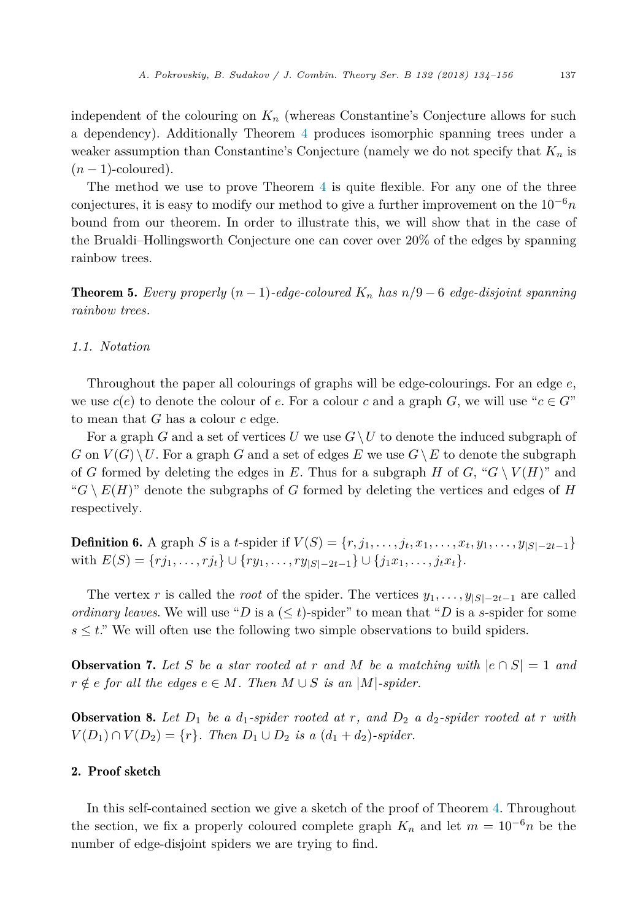independent of the colouring on $K_n$ (whereas Constantine's Conjecture allows for such a dependency). Additionally Theorem 4 produces isomorphic spanning trees under a weaker assumption than Constantine's Conjecture (namely we do not specify that $K_n$ is $(n-1)$-coloured).

The method we use to prove Theorem 4 is quite flexible. For any one of the three conjectures, it is easy to modify our method to give a further improvement on the $10^{-6}n$ bound from our theorem. In order to illustrate this, we will show that in the case of the Brualdi–Hollingsworth Conjecture one can cover over 20% of the edges by spanning rainbow trees.

**Theorem 5.** *Every properly $(n-1)$-edge-coloured $K_n$ has $n/9 - 6$ edge-disjoint spanning rainbow trees.*

### 1.1. Notation

Throughout the paper all colourings of graphs will be edge-colourings. For an edge $e$, we use $c(e)$ to denote the colour of $e$. For a colour $c$ and a graph $G$, we will use "$c \in G$" to mean that $G$ has a colour $c$ edge.

For a graph $G$ and a set of vertices $U$ we use $G \setminus U$ to denote the induced subgraph of $G$ on $V(G) \setminus U$. For a graph $G$ and a set of edges $E$ we use $G \setminus E$ to denote the subgraph of $G$ formed by deleting the edges in $E$. Thus for a subgraph $H$ of $G$, "$G \setminus V(H)$" and "$G \setminus E(H)$" denote the subgraphs of $G$ formed by deleting the vertices and edges of $H$ respectively.

**Definition 6.** A graph $S$ is a $t$-spider if $V(S) = \{r, j_1, \dots, j_t, x_1, \dots, x_t, y_1, \dots, y_{|S|-2t-1}\}$ with $E(S) = \{rj_1, \dots, rj_t\} \cup \{ry_1, \dots, ry_{|S|-2t-1}\} \cup \{j_1x_1, \dots, j_tx_t\}$.

The vertex $r$ is called the *root* of the spider. The vertices $y_1, \dots, y_{|S|-2t-1}$ are called *ordinary leaves*. We will use "$D$ is a $(\le t)$-spider" to mean that "$D$ is a $s$-spider for some $s \le t$." We will often use the following two simple observations to build spiders.

**Observation 7.** *Let $S$ be a star rooted at $r$ and $M$ be a matching with $|e \cap S| = 1$ and $r \notin e$ for all the edges $e \in M$. Then $M \cup S$ is an $|M|$-spider.*

**Observation 8.** *Let $D_1$ be a $d_1$-spider rooted at $r$, and $D_2$ a $d_2$-spider rooted at $r$ with $V(D_1) \cap V(D_2) = \{r\}$. Then $D_1 \cup D_2$ is a $(d_1 + d_2)$-spider.*

## 2. Proof sketch

In this self-contained section we give a sketch of the proof of Theorem 4. Throughout the section, we fix a properly coloured complete graph $K_n$ and let $m = 10^{-6}n$ be the number of edge-disjoint spiders we are trying to find.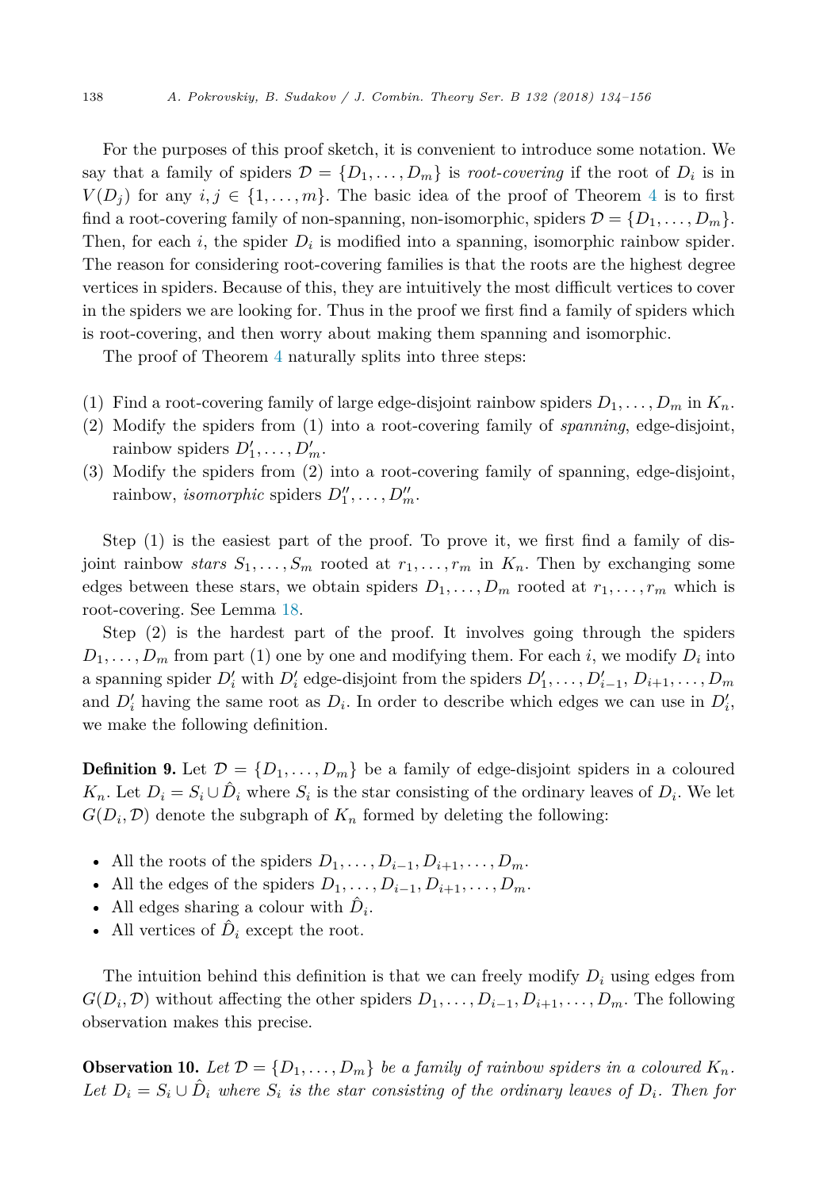For the purposes of this proof sketch, it is convenient to introduce some notation. We say that a family of spiders $\mathcal{D} = \{D_1, \ldots, D_m\}$ is *root-covering* if the root of $D_i$ is in $V(D_j)$ for any $i, j \in \{1, \ldots, m\}$. The basic idea of the proof of Theorem 4 is to first find a root-covering family of non-spanning, non-isomorphic, spiders $\mathcal{D} = \{D_1, \ldots, D_m\}$. Then, for each $i$, the spider $D_i$ is modified into a spanning, isomorphic rainbow spider. The reason for considering root-covering families is that the roots are the highest degree vertices in spiders. Because of this, they are intuitively the most difficult vertices to cover in the spiders we are looking for. Thus in the proof we first find a family of spiders which is root-covering, and then worry about making them spanning and isomorphic.

The proof of Theorem 4 naturally splits into three steps:

(1) Find a root-covering family of large edge-disjoint rainbow spiders $D_1, \ldots, D_m$ in $K_n$.
(2) Modify the spiders from (1) into a root-covering family of *spanning*, edge-disjoint, rainbow spiders $D'_1, \ldots, D'_m$.
(3) Modify the spiders from (2) into a root-covering family of spanning, edge-disjoint, rainbow, *isomorphic* spiders $D''_1, \ldots, D''_m$.

Step (1) is the easiest part of the proof. To prove it, we first find a family of disjoint rainbow *stars* $S_1, \ldots, S_m$ rooted at $r_1, \ldots, r_m$ in $K_n$. Then by exchanging some edges between these stars, we obtain spiders $D_1, \ldots, D_m$ rooted at $r_1, \ldots, r_m$ which is root-covering. See Lemma 18.

Step (2) is the hardest part of the proof. It involves going through the spiders $D_1, \ldots, D_m$ from part (1) one by one and modifying them. For each $i$, we modify $D_i$ into a spanning spider $D'_i$ with $D'_i$ edge-disjoint from the spiders $D'_1, \ldots, D'_{i-1}, D_{i+1}, \ldots, D_m$ and $D'_i$ having the same root as $D_i$. In order to describe which edges we can use in $D'_i$, we make the following definition.

**Definition 9.** Let $\mathcal{D} = \{D_1, \ldots, D_m\}$ be a family of edge-disjoint spiders in a coloured $K_n$. Let $D_i = S_i \cup \hat{D}_i$ where $S_i$ is the star consisting of the ordinary leaves of $D_i$. We let $G(D_i, \mathcal{D})$ denote the subgraph of $K_n$ formed by deleting the following:

- All the roots of the spiders $D_1, \ldots, D_{i-1}, D_{i+1}, \ldots, D_m$.
- All the edges of the spiders $D_1, \ldots, D_{i-1}, D_{i+1}, \ldots, D_m$.
- All edges sharing a colour with $\hat{D}_i$.
- All vertices of $\hat{D}_i$ except the root.

The intuition behind this definition is that we can freely modify $D_i$ using edges from $G(D_i, \mathcal{D})$ without affecting the other spiders $D_1, \ldots, D_{i-1}, D_{i+1}, \ldots, D_m$. The following observation makes this precise.

**Observation 10.** *Let $\mathcal{D} = \{D_1, \ldots, D_m\}$ be a family of rainbow spiders in a coloured $K_n$. Let $D_i = S_i \cup \hat{D}_i$ where $S_i$ is the star consisting of the ordinary leaves of $D_i$. Then for*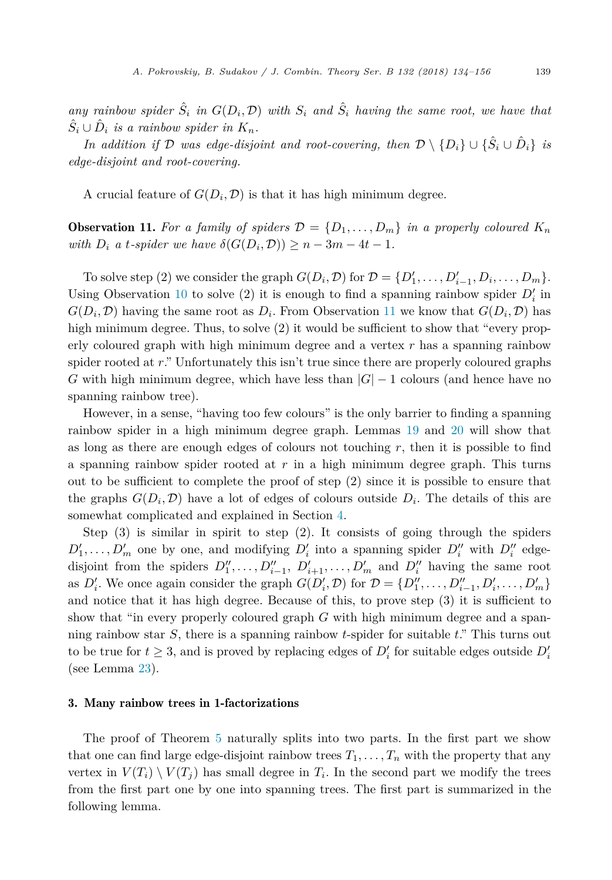*any rainbow spider $\hat{S}_i$ in $G(D_i, \mathcal{D})$ with $S_i$ and $\hat{S}_i$ having the same root, we have that $\hat{S}_i \cup \hat{D}_i$ is a rainbow spider in $K_n$.*

*In addition if $\mathcal{D}$ was edge-disjoint and root-covering, then $\mathcal{D} \setminus \{D_i\} \cup \{\hat{S}_i \cup \hat{D}_i\}$ is edge-disjoint and root-covering.*

A crucial feature of $G(D_i, \mathcal{D})$ is that it has high minimum degree.

**Observation 11.** *For a family of spiders $\mathcal{D} = \{D_1, \ldots, D_m\}$ in a properly coloured $K_n$ with $D_i$ a $t$-spider we have $\delta(G(D_i, \mathcal{D})) \geq n - 3m - 4t - 1$.*

To solve step (2) we consider the graph $G(D_i, \mathcal{D})$ for $\mathcal{D} = \{D'_1, \ldots, D'_{i-1}, D_i, \ldots, D_m\}$. Using Observation 10 to solve (2) it is enough to find a spanning rainbow spider $D'_i$ in $G(D_i, \mathcal{D})$ having the same root as $D_i$. From Observation 11 we know that $G(D_i, \mathcal{D})$ has high minimum degree. Thus, to solve (2) it would be sufficient to show that "every properly coloured graph with high minimum degree and a vertex $r$ has a spanning rainbow spider rooted at $r$." Unfortunately this isn't true since there are properly coloured graphs $G$ with high minimum degree, which have less than $|G| - 1$ colours (and hence have no spanning rainbow tree).

However, in a sense, "having too few colours" is the only barrier to finding a spanning rainbow spider in a high minimum degree graph. Lemmas 19 and 20 will show that as long as there are enough edges of colours not touching $r$, then it is possible to find a spanning rainbow spider rooted at $r$ in a high minimum degree graph. This turns out to be sufficient to complete the proof of step (2) since it is possible to ensure that the graphs $G(D_i, \mathcal{D})$ have a lot of edges of colours outside $D_i$. The details of this are somewhat complicated and explained in Section 4.

Step (3) is similar in spirit to step (2). It consists of going through the spiders $D'_1, \ldots, D'_m$ one by one, and modifying $D'_i$ into a spanning spider $D''_i$ with $D''_i$ edge-disjoint from the spiders $D''_1, \ldots, D''_{i-1}$, $D'_{i+1}, \ldots, D'_m$ and $D''_i$ having the same root as $D'_i$. We once again consider the graph $G(D'_i, \mathcal{D})$ for $\mathcal{D} = \{D''_1, \ldots, D''_{i-1}, D'_i, \ldots, D'_m\}$ and notice that it has high degree. Because of this, to prove step (3) it is sufficient to show that "in every properly coloured graph $G$ with high minimum degree and a spanning rainbow star $S$, there is a spanning rainbow $t$-spider for suitable $t$." This turns out to be true for $t \geq 3$, and is proved by replacing edges of $D'_i$ for suitable edges outside $D'_i$ (see Lemma 23).

## 3. Many rainbow trees in 1-factorizations

The proof of Theorem 5 naturally splits into two parts. In the first part we show that one can find large edge-disjoint rainbow trees $T_1, \ldots, T_n$ with the property that any vertex in $V(T_i) \setminus V(T_j)$ has small degree in $T_i$. In the second part we modify the trees from the first part one by one into spanning trees. The first part is summarized in the following lemma.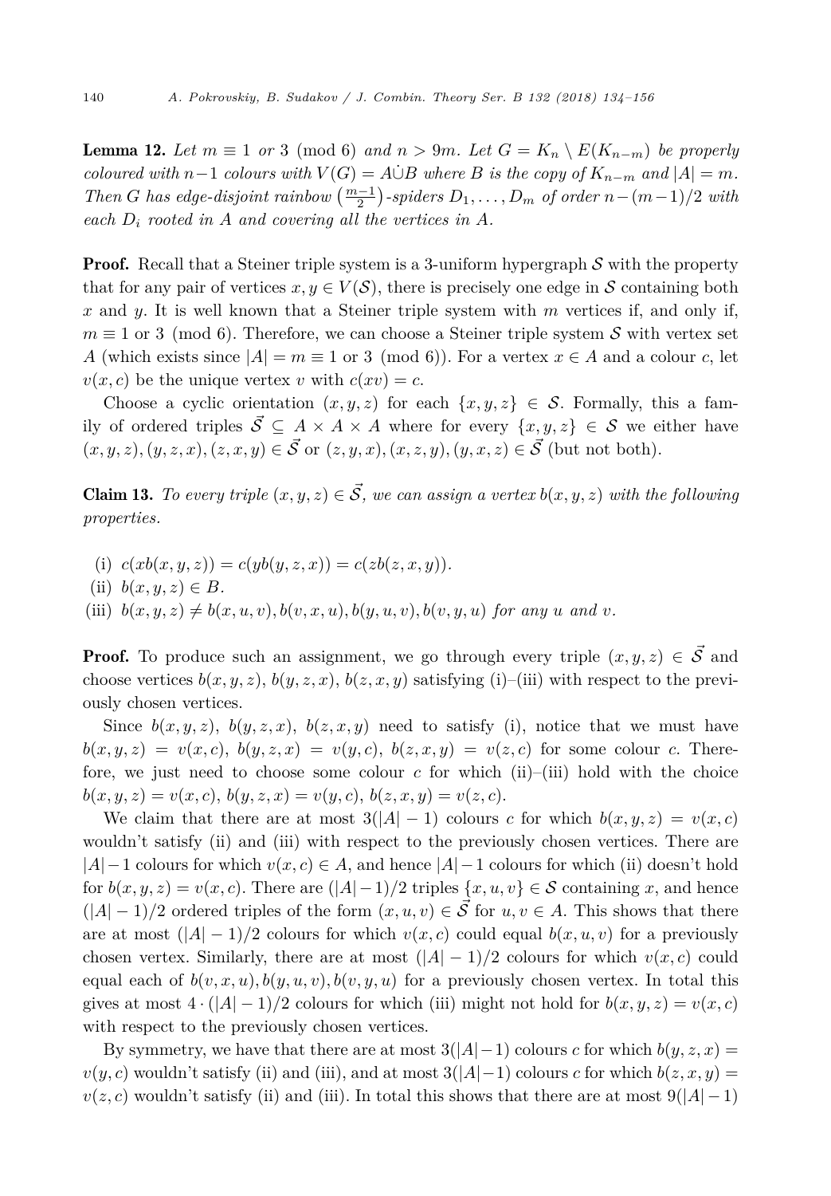**Lemma 12.** *Let $m \equiv 1$ or $3 \pmod 6$ and $n > 9m$. Let $G = K_n \setminus E(K_{n-m})$ be properly coloured with $n-1$ colours with $V(G) = A\dot{\cup}B$ where $B$ is the copy of $K_{n-m}$ and $|A| = m$. Then $G$ has edge-disjoint rainbow $\left(\frac{m-1}{2}\right)$-spiders $D_1, \dots, D_m$ of order $n-(m-1)/2$ with each $D_i$ rooted in $A$ and covering all the vertices in $A$.*

**Proof.** Recall that a Steiner triple system is a 3-uniform hypergraph $\mathcal{S}$ with the property that for any pair of vertices $x, y \in V(\mathcal{S})$, there is precisely one edge in $\mathcal{S}$ containing both $x$ and $y$. It is well known that a Steiner triple system with $m$ vertices if, and only if, $m \equiv 1$ or $3 \pmod 6$. Therefore, we can choose a Steiner triple system $\mathcal{S}$ with vertex set $A$ (which exists since $|A| = m \equiv 1$ or $3 \pmod 6$). For a vertex $x \in A$ and a colour $c$, let $v(x,c)$ be the unique vertex $v$ with $c(xv) = c$.

Choose a cyclic orientation $(x,y,z)$ for each $\{x,y,z\} \in \mathcal{S}$. Formally, this a family of ordered triples $\vec{\mathcal{S}} \subseteq A \times A \times A$ where for every $\{x,y,z\} \in \mathcal{S}$ we either have $(x,y,z), (y,z,x), (z,x,y) \in \vec{\mathcal{S}}$ or $(z,y,x), (x,z,y), (y,x,z) \in \vec{\mathcal{S}}$ (but not both).

**Claim 13.** *To every triple $(x,y,z) \in \vec{\mathcal{S}}$, we can assign a vertex $b(x,y,z)$ with the following properties.*

(i) $c(xb(x,y,z)) = c(yb(y,z,x)) = c(zb(z,x,y))$.
(ii) $b(x,y,z) \in B$.
(iii) $b(x,y,z) \neq b(x,u,v), b(v,x,u), b(y,u,v), b(v,y,u)$ *for any $u$ and $v$.*

**Proof.** To produce such an assignment, we go through every triple $(x,y,z) \in \vec{\mathcal{S}}$ and choose vertices $b(x,y,z)$, $b(y,z,x)$, $b(z,x,y)$ satisfying (i)–(iii) with respect to the previously chosen vertices.

Since $b(x,y,z)$, $b(y,z,x)$, $b(z,x,y)$ need to satisfy (i), notice that we must have $b(x,y,z) = v(x,c)$, $b(y,z,x) = v(y,c)$, $b(z,x,y) = v(z,c)$ for some colour $c$. Therefore, we just need to choose some colour $c$ for which (ii)–(iii) hold with the choice $b(x,y,z) = v(x,c)$, $b(y,z,x) = v(y,c)$, $b(z,x,y) = v(z,c)$.

We claim that there are at most $3(|A|-1)$ colours $c$ for which $b(x,y,z) = v(x,c)$ wouldn't satisfy (ii) and (iii) with respect to the previously chosen vertices. There are $|A|-1$ colours for which $v(x,c) \in A$, and hence $|A|-1$ colours for which (ii) doesn't hold for $b(x,y,z) = v(x,c)$. There are $(|A|-1)/2$ triples $\{x,u,v\} \in \mathcal{S}$ containing $x$, and hence $(|A|-1)/2$ ordered triples of the form $(x,u,v) \in \vec{\mathcal{S}}$ for $u, v \in A$. This shows that there are at most $(|A|-1)/2$ colours for which $v(x,c)$ could equal $b(x,u,v)$ for a previously chosen vertex. Similarly, there are at most $(|A|-1)/2$ colours for which $v(x,c)$ could equal each of $b(v,x,u), b(y,u,v), b(v,y,u)$ for a previously chosen vertex. In total this gives at most $4 \cdot (|A|-1)/2$ colours for which (iii) might not hold for $b(x,y,z) = v(x,c)$ with respect to the previously chosen vertices.

By symmetry, we have that there are at most $3(|A|-1)$ colours $c$ for which $b(y,z,x) = v(y,c)$ wouldn't satisfy (ii) and (iii), and at most $3(|A|-1)$ colours $c$ for which $b(z,x,y) = v(z,c)$ wouldn't satisfy (ii) and (iii). In total this shows that there are at most $9(|A|-1)$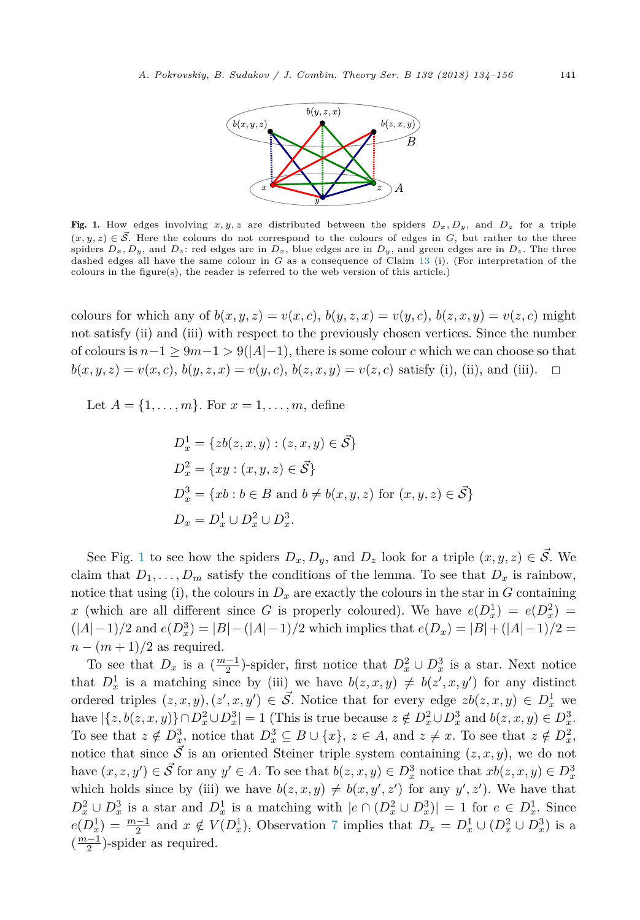**Fig. 1.** How edges involving $x, y, z$ are distributed between the spiders $D_x, D_y$, and $D_z$ for a triple $(x, y, z) \in \vec{\mathcal{S}}$. Here the colours do not correspond to the colours of edges in $G$, but rather to the three spiders $D_x, D_y$, and $D_z$: red edges are in $D_x$, blue edges are in $D_y$, and green edges are in $D_z$. The three dashed edges all have the same colour in $G$ as a consequence of Claim 13 (i). (For interpretation of the colours in the figure(s), the reader is referred to the web version of this article.)

colours for which any of $b(x, y, z) = v(x, c)$, $b(y, z, x) = v(y, c)$, $b(z, x, y) = v(z, c)$ might not satisfy (ii) and (iii) with respect to the previously chosen vertices. Since the number of colours is $n-1 \geq 9m-1 > 9(|A|-1)$, there is some colour $c$ which we can choose so that $b(x, y, z) = v(x, c)$, $b(y, z, x) = v(y, c)$, $b(z, x, y) = v(z, c)$ satisfy (i), (ii), and (iii). $\square$

Let $A = \{1, \dots, m\}$. For $x = 1, \dots, m$, define

$$
\begin{aligned}
D_x^1 &= \{zb(z, x, y) : (z, x, y) \in \vec{\mathcal{S}}\} \\
D_x^2 &= \{xy : (x, y, z) \in \vec{\mathcal{S}}\} \\
D_x^3 &= \{xb : b \in B \text{ and } b \neq b(x, y, z) \text{ for } (x, y, z) \in \vec{\mathcal{S}}\} \\
D_x &= D_x^1 \cup D_x^2 \cup D_x^3.
\end{aligned}
$$

See Fig. 1 to see how the spiders $D_x, D_y$, and $D_z$ look for a triple $(x, y, z) \in \vec{\mathcal{S}}$. We claim that $D_1, \dots, D_m$ satisfy the conditions of the lemma. To see that $D_x$ is rainbow, notice that using (i), the colours in $D_x$ are exactly the colours in the star in $G$ containing $x$ (which are all different since $G$ is properly coloured). We have $e(D_x^1) = e(D_x^2) = (|A|-1)/2$ and $e(D_x^3) = |B| - (|A|-1)/2$ which implies that $e(D_x) = |B| + (|A|-1)/2 = n - (m+1)/2$ as required.

To see that $D_x$ is a $(\frac{m-1}{2})$-spider, first notice that $D_x^2 \cup D_x^3$ is a star. Next notice that $D_x^1$ is a matching since by (iii) we have $b(z, x, y) \neq b(z', x, y')$ for any distinct ordered triples $(z, x, y), (z', x, y') \in \vec{\mathcal{S}}$. Notice that for every edge $zb(z, x, y) \in D_x^1$ we have $|\{z, b(z, x, y)\} \cap D_x^2 \cup D_x^3| = 1$ (This is true because $z \notin D_x^2 \cup D_x^3$ and $b(z, x, y) \in D_x^3$. To see that $z \notin D_x^3$, notice that $D_x^3 \subseteq B \cup \{x\}$, $z \in A$, and $z \neq x$. To see that $z \notin D_x^2$, notice that since $\vec{\mathcal{S}}$ is an oriented Steiner triple system containing $(z, x, y)$, we do not have $(x, z, y') \in \vec{\mathcal{S}}$ for any $y' \in A$. To see that $b(z, x, y) \in D_x^3$ notice that $xb(z, x, y) \in D_x^3$ which holds since by (iii) we have $b(z, x, y) \neq b(x, y', z')$ for any $y', z'$). We have that $D_x^2 \cup D_x^3$ is a star and $D_x^1$ is a matching with $|e \cap (D_x^2 \cup D_x^3)| = 1$ for $e \in D_x^1$. Since $e(D_x^1) = \frac{m-1}{2}$ and $x \notin V(D_x^1)$, Observation 7 implies that $D_x = D_x^1 \cup (D_x^2 \cup D_x^3)$ is a $(\frac{m-1}{2})$-spider as required.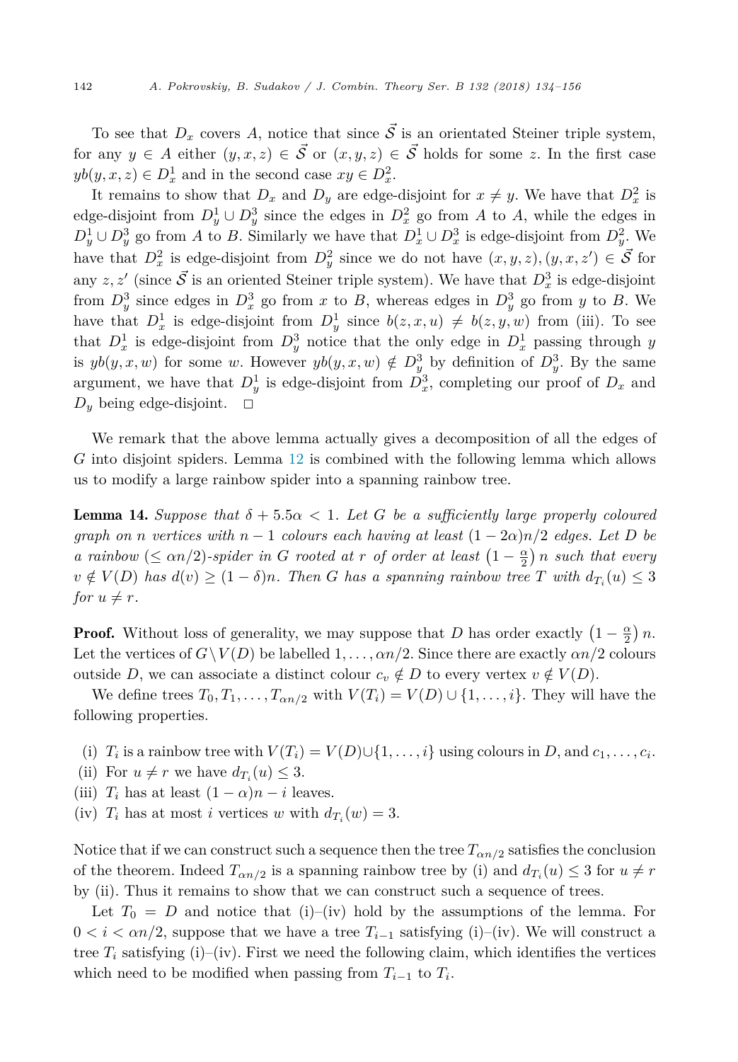To see that $D_x$ covers $A$, notice that since $\vec{\mathcal{S}}$ is an orientated Steiner triple system, for any $y \in A$ either $(y, x, z) \in \vec{\mathcal{S}}$ or $(x, y, z) \in \vec{\mathcal{S}}$ holds for some $z$. In the first case $yb(y, x, z) \in D_x^1$ and in the second case $xy \in D_x^2$.

It remains to show that $D_x$ and $D_y$ are edge-disjoint for $x \neq y$. We have that $D_x^2$ is edge-disjoint from $D_y^1 \cup D_y^3$ since the edges in $D_x^2$ go from $A$ to $A$, while the edges in $D_y^1 \cup D_y^3$ go from $A$ to $B$. Similarly we have that $D_x^1 \cup D_x^3$ is edge-disjoint from $D_y^2$. We have that $D_x^2$ is edge-disjoint from $D_y^2$ since we do not have $(x, y, z), (y, x, z') \in \vec{\mathcal{S}}$ for any $z, z'$ (since $\vec{\mathcal{S}}$ is an oriented Steiner triple system). We have that $D_x^3$ is edge-disjoint from $D_y^3$ since edges in $D_x^3$ go from $x$ to $B$, whereas edges in $D_y^3$ go from $y$ to $B$. We have that $D_x^1$ is edge-disjoint from $D_y^1$ since $b(z, x, u) \neq b(z, y, w)$ from (iii). To see that $D_x^1$ is edge-disjoint from $D_y^3$ notice that the only edge in $D_x^1$ passing through $y$ is $yb(y, x, w)$ for some $w$. However $yb(y, x, w) \notin D_y^3$ by definition of $D_y^3$. By the same argument, we have that $D_y^1$ is edge-disjoint from $D_x^3$, completing our proof of $D_x$ and $D_y$ being edge-disjoint. $\square$

We remark that the above lemma actually gives a decomposition of all the edges of $G$ into disjoint spiders. Lemma 12 is combined with the following lemma which allows us to modify a large rainbow spider into a spanning rainbow tree.

**Lemma 14.** *Suppose that $\delta + 5.5\alpha < 1$. Let $G$ be a sufficiently large properly coloured graph on $n$ vertices with $n-1$ colours each having at least $(1-2\alpha)n/2$ edges. Let $D$ be a rainbow ($\leq \alpha n/2$)-spider in $G$ rooted at $r$ of order at least $\left(1 - \frac{\alpha}{2}\right) n$ such that every $v \notin V(D)$ has $d(v) \geq (1-\delta)n$. Then $G$ has a spanning rainbow tree $T$ with $d_{T_i}(u) \leq 3$ for $u \neq r$.*

**Proof.** Without loss of generality, we may suppose that $D$ has order exactly $\left(1 - \frac{\alpha}{2}\right) n$. Let the vertices of $G \setminus V(D)$ be labelled $1, \ldots, \alpha n/2$. Since there are exactly $\alpha n/2$ colours outside $D$, we can associate a distinct colour $c_v \notin D$ to every vertex $v \notin V(D)$.

We define trees $T_0, T_1, \ldots, T_{\alpha n/2}$ with $V(T_i) = V(D) \cup \{1, \ldots, i\}$. They will have the following properties.

(i) $T_i$ is a rainbow tree with $V(T_i) = V(D) \cup \{1, \ldots, i\}$ using colours in $D$, and $c_1, \ldots, c_i$.
(ii) For $u \neq r$ we have $d_{T_i}(u) \leq 3$.
(iii) $T_i$ has at least $(1-\alpha)n - i$ leaves.
(iv) $T_i$ has at most $i$ vertices $w$ with $d_{T_i}(w) = 3$.

Notice that if we can construct such a sequence then the tree $T_{\alpha n/2}$ satisfies the conclusion of the theorem. Indeed $T_{\alpha n/2}$ is a spanning rainbow tree by (i) and $d_{T_i}(u) \leq 3$ for $u \neq r$ by (ii). Thus it remains to show that we can construct such a sequence of trees.

Let $T_0 = D$ and notice that (i)–(iv) hold by the assumptions of the lemma. For $0 < i < \alpha n/2$, suppose that we have a tree $T_{i-1}$ satisfying (i)–(iv). We will construct a tree $T_i$ satisfying (i)–(iv). First we need the following claim, which identifies the vertices which need to be modified when passing from $T_{i-1}$ to $T_i$.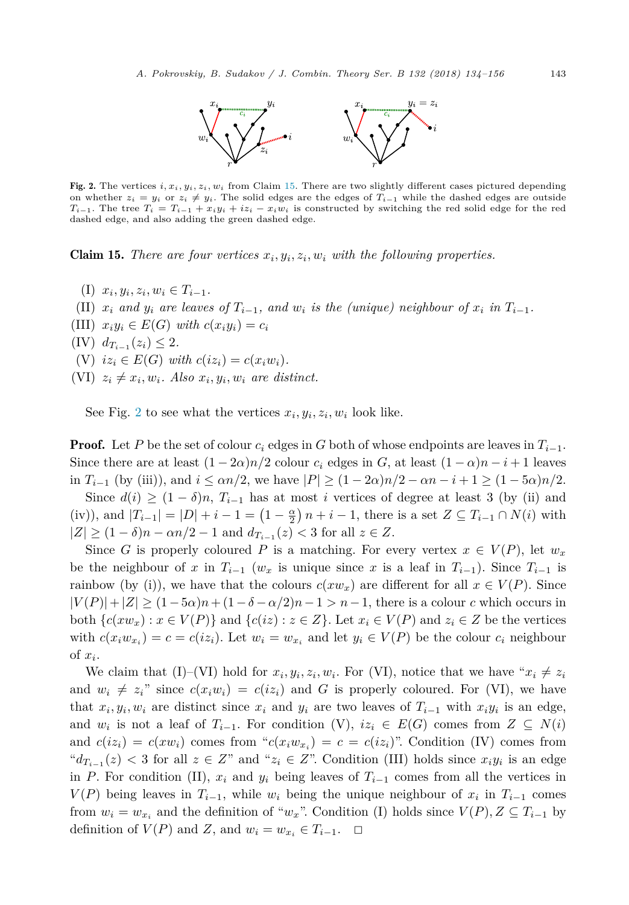**Fig. 2.** The vertices $i, x_i, y_i, z_i, w_i$ from Claim 15. There are two slightly different cases pictured depending on whether $z_i = y_i$ or $z_i \neq y_i$. The solid edges are the edges of $T_{i-1}$ while the dashed edges are outside $T_{i-1}$. The tree $T_i = T_{i-1} + x_iy_i + iz_i - x_iw_i$ is constructed by switching the red solid edge for the red dashed edge, and also adding the green dashed edge.

**Claim 15.** *There are four vertices $x_i, y_i, z_i, w_i$ with the following properties.*

(I) $x_i, y_i, z_i, w_i \in T_{i-1}$.

(II) *$x_i$ and $y_i$ are leaves of $T_{i-1}$, and $w_i$ is the (unique) neighbour of $x_i$ in $T_{i-1}$.*

(III) *$x_iy_i \in E(G)$ with $c(x_iy_i) = c_i$*

(IV) $d_{T_{i-1}}(z_i) \leq 2$.

(V) *$iz_i \in E(G)$ with $c(iz_i) = c(x_iw_i)$.*

(VI) *$z_i \neq x_i, w_i$. Also $x_i, y_i, w_i$ are distinct.*

See Fig. 2 to see what the vertices $x_i, y_i, z_i, w_i$ look like.

**Proof.** Let $P$ be the set of colour $c_i$ edges in $G$ both of whose endpoints are leaves in $T_{i-1}$. Since there are at least $(1-2\alpha)n/2$ colour $c_i$ edges in $G$, at least $(1-\alpha)n - i + 1$ leaves in $T_{i-1}$ (by (iii)), and $i \leq \alpha n/2$, we have $|P| \geq (1-2\alpha)n/2 - \alpha n - i + 1 \geq (1-5\alpha)n/2$.

Since $d(i) \geq (1-\delta)n$, $T_{i-1}$ has at most $i$ vertices of degree at least 3 (by (ii) and (iv)), and $|T_{i-1}| = |D| + i - 1 = \left(1 - \frac{\alpha}{2}\right)n + i - 1$, there is a set $Z \subseteq T_{i-1} \cap N(i)$ with $|Z| \geq (1-\delta)n - \alpha n/2 - 1$ and $d_{T_{i-1}}(z) < 3$ for all $z \in Z$.

Since $G$ is properly coloured $P$ is a matching. For every vertex $x \in V(P)$, let $w_x$ be the neighbour of $x$ in $T_{i-1}$ ($w_x$ is unique since $x$ is a leaf in $T_{i-1}$). Since $T_{i-1}$ is rainbow (by (i)), we have that the colours $c(xw_x)$ are different for all $x \in V(P)$. Since $|V(P)| + |Z| \geq (1-5\alpha)n + (1-\delta-\alpha/2)n - 1 > n-1$, there is a colour $c$ which occurs in both $\{c(xw_x) : x \in V(P)\}$ and $\{c(iz) : z \in Z\}$. Let $x_i \in V(P)$ and $z_i \in Z$ be the vertices with $c(x_iw_{x_i}) = c = c(iz_i)$. Let $w_i = w_{x_i}$ and let $y_i \in V(P)$ be the colour $c_i$ neighbour of $x_i$.

We claim that (I)–(VI) hold for $x_i, y_i, z_i, w_i$. For (VI), notice that we have "$x_i \neq z_i$ and $w_i \neq z_i$" since $c(x_iw_i) = c(iz_i)$ and $G$ is properly coloured. For (VI), we have that $x_i, y_i, w_i$ are distinct since $x_i$ and $y_i$ are two leaves of $T_{i-1}$ with $x_iy_i$ is an edge, and $w_i$ is not a leaf of $T_{i-1}$. For condition (V), $iz_i \in E(G)$ comes from $Z \subseteq N(i)$ and $c(iz_i) = c(xw_i)$ comes from "$c(x_iw_{x_i}) = c = c(iz_i)$". Condition (IV) comes from "$d_{T_{i-1}}(z) < 3$ for all $z \in Z$" and "$z_i \in Z$". Condition (III) holds since $x_iy_i$ is an edge in $P$. For condition (II), $x_i$ and $y_i$ being leaves of $T_{i-1}$ comes from all the vertices in $V(P)$ being leaves in $T_{i-1}$, while $w_i$ being the unique neighbour of $x_i$ in $T_{i-1}$ comes from $w_i = w_{x_i}$ and the definition of "$w_x$". Condition (I) holds since $V(P), Z \subseteq T_{i-1}$ by definition of $V(P)$ and $Z$, and $w_i = w_{x_i} \in T_{i-1}$. □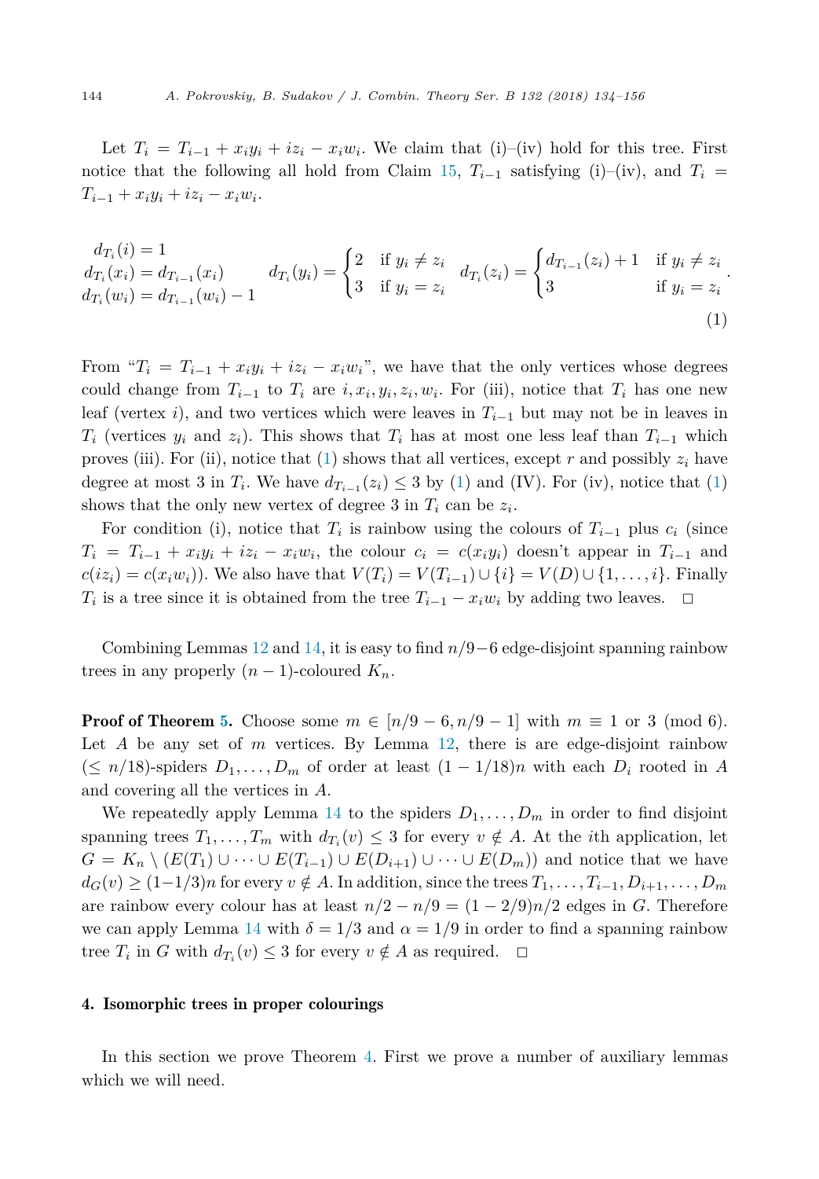Let $T_i = T_{i-1} + x_iy_i + iz_i - x_iw_i$. We claim that (i)–(iv) hold for this tree. First notice that the following all hold from Claim 15, $T_{i-1}$ satisfying (i)–(iv), and $T_i = T_{i-1} + x_iy_i + iz_i - x_iw_i$.

$$\begin{aligned} d_{T_i}(i) &= 1 \\ d_{T_i}(x_i) &= d_{T_{i-1}}(x_i) \\ d_{T_i}(w_i) &= d_{T_{i-1}}(w_i) - 1 \end{aligned} \qquad d_{T_i}(y_i) = \begin{cases} 2 & \text{if } y_i \neq z_i \\ 3 & \text{if } y_i = z_i \end{cases} \quad d_{T_i}(z_i) = \begin{cases} d_{T_{i-1}}(z_i) + 1 & \text{if } y_i \neq z_i \\ 3 & \text{if } y_i = z_i \end{cases}. \tag{1}$$

From "$T_i = T_{i-1} + x_iy_i + iz_i - x_iw_i$", we have that the only vertices whose degrees could change from $T_{i-1}$ to $T_i$ are $i, x_i, y_i, z_i, w_i$. For (iii), notice that $T_i$ has one new leaf (vertex $i$), and two vertices which were leaves in $T_{i-1}$ but may not be in leaves in $T_i$ (vertices $y_i$ and $z_i$). This shows that $T_i$ has at most one less leaf than $T_{i-1}$ which proves (iii). For (ii), notice that (1) shows that all vertices, except $r$ and possibly $z_i$ have degree at most 3 in $T_i$. We have $d_{T_{i-1}}(z_i) \leq 3$ by (1) and (IV). For (iv), notice that (1) shows that the only new vertex of degree 3 in $T_i$ can be $z_i$.

For condition (i), notice that $T_i$ is rainbow using the colours of $T_{i-1}$ plus $c_i$ (since $T_i = T_{i-1} + x_iy_i + iz_i - x_iw_i$, the colour $c_i = c(x_iy_i)$ doesn't appear in $T_{i-1}$ and $c(iz_i) = c(x_iw_i)$). We also have that $V(T_i) = V(T_{i-1}) \cup \{i\} = V(D) \cup \{1, \dots, i\}$. Finally $T_i$ is a tree since it is obtained from the tree $T_{i-1} - x_iw_i$ by adding two leaves. $\square$

Combining Lemmas 12 and 14, it is easy to find $n/9-6$ edge-disjoint spanning rainbow trees in any properly $(n-1)$-coloured $K_n$.

**Proof of Theorem 5.** Choose some $m \in [n/9 - 6, n/9 - 1]$ with $m \equiv 1$ or $3 \pmod 6$. Let $A$ be any set of $m$ vertices. By Lemma 12, there is are edge-disjoint rainbow $(\leq n/18)$-spiders $D_1, \dots, D_m$ of order at least $(1 - 1/18)n$ with each $D_i$ rooted in $A$ and covering all the vertices in $A$.

We repeatedly apply Lemma 14 to the spiders $D_1, \dots, D_m$ in order to find disjoint spanning trees $T_1, \dots, T_m$ with $d_{T_i}(v) \leq 3$ for every $v \notin A$. At the $i$th application, let $G = K_n \setminus (E(T_1) \cup \dots \cup E(T_{i-1}) \cup E(D_{i+1}) \cup \dots \cup E(D_m))$ and notice that we have $d_G(v) \geq (1-1/3)n$ for every $v \notin A$. In addition, since the trees $T_1, \dots, T_{i-1}, D_{i+1}, \dots, D_m$ are rainbow every colour has at least $n/2 - n/9 = (1 - 2/9)n/2$ edges in $G$. Therefore we can apply Lemma 14 with $\delta = 1/3$ and $\alpha = 1/9$ in order to find a spanning rainbow tree $T_i$ in $G$ with $d_{T_i}(v) \leq 3$ for every $v \notin A$ as required. $\square$

## 4. Isomorphic trees in proper colourings

In this section we prove Theorem 4. First we prove a number of auxiliary lemmas which we will need.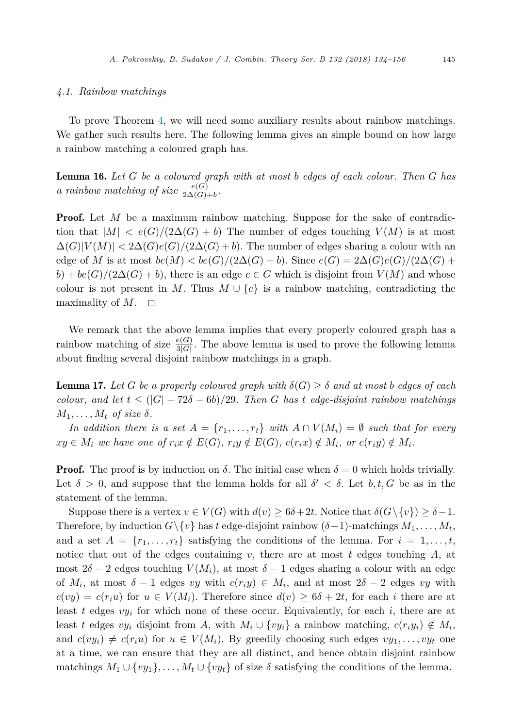### 4.1. Rainbow matchings

To prove Theorem 4, we will need some auxiliary results about rainbow matchings. We gather such results here. The following lemma gives an simple bound on how large a rainbow matching a coloured graph has.

**Lemma 16.** *Let $G$ be a coloured graph with at most $b$ edges of each colour. Then $G$ has a rainbow matching of size $\frac{e(G)}{2\Delta(G)+b}$.*

**Proof.** Let $M$ be a maximum rainbow matching. Suppose for the sake of contradiction that $|M| < e(G)/(2\Delta(G) + b)$ The number of edges touching $V(M)$ is at most $\Delta(G)|V(M)| < 2\Delta(G)e(G)/(2\Delta(G) + b)$. The number of edges sharing a colour with an edge of $M$ is at most $be(M) < be(G)/(2\Delta(G) + b)$. Since $e(G) = 2\Delta(G)e(G)/(2\Delta(G) + b) + be(G)/(2\Delta(G) + b)$, there is an edge $e \in G$ which is disjoint from $V(M)$ and whose colour is not present in $M$. Thus $M \cup \{e\}$ is a rainbow matching, contradicting the maximality of $M$. $\square$

We remark that the above lemma implies that every properly coloured graph has a rainbow matching of size $\frac{e(G)}{3|G|}$. The above lemma is used to prove the following lemma about finding several disjoint rainbow matchings in a graph.

**Lemma 17.** *Let $G$ be a properly coloured graph with $\delta(G) \geq \delta$ and at most $b$ edges of each colour, and let $t \leq (|G| - 72\delta - 6b)/29$. Then $G$ has $t$ edge-disjoint rainbow matchings $M_1, \dots, M_t$ of size $\delta$.*

*In addition there is a set $A = \{r_1, \dots, r_t\}$ with $A \cap V(M_i) = \emptyset$ such that for every $xy \in M_i$ we have one of $r_i x \notin E(G)$, $r_i y \notin E(G)$, $c(r_i x) \notin M_i$, or $c(r_i y) \notin M_i$.*

**Proof.** The proof is by induction on $\delta$. The initial case when $\delta = 0$ which holds trivially. Let $\delta > 0$, and suppose that the lemma holds for all $\delta' < \delta$. Let $b, t, G$ be as in the statement of the lemma.

Suppose there is a vertex $v \in V(G)$ with $d(v) \geq 6\delta + 2t$. Notice that $\delta(G \setminus \{v\}) \geq \delta - 1$. Therefore, by induction $G \setminus \{v\}$ has $t$ edge-disjoint rainbow $(\delta-1)$-matchings $M_1, \dots, M_t$, and a set $A = \{r_1, \dots, r_t\}$ satisfying the conditions of the lemma. For $i = 1, \dots, t$, notice that out of the edges containing $v$, there are at most $t$ edges touching $A$, at most $2\delta - 2$ edges touching $V(M_i)$, at most $\delta - 1$ edges sharing a colour with an edge of $M_i$, at most $\delta - 1$ edges $vy$ with $c(r_i y) \in M_i$, and at most $2\delta - 2$ edges $vy$ with $c(vy) = c(r_i u)$ for $u \in V(M_i)$. Therefore since $d(v) \geq 6\delta + 2t$, for each $i$ there are at least $t$ edges $vy_i$ for which none of these occur. Equivalently, for each $i$, there are at least $t$ edges $vy_i$ disjoint from $A$, with $M_i \cup \{vy_i\}$ a rainbow matching, $c(r_i y_i) \notin M_i$, and $c(vy_i) \neq c(r_i u)$ for $u \in V(M_i)$. By greedily choosing such edges $vy_1, \dots, vy_t$ one at a time, we can ensure that they are all distinct, and hence obtain disjoint rainbow matchings $M_1 \cup \{vy_1\}, \dots, M_t \cup \{vy_t\}$ of size $\delta$ satisfying the conditions of the lemma.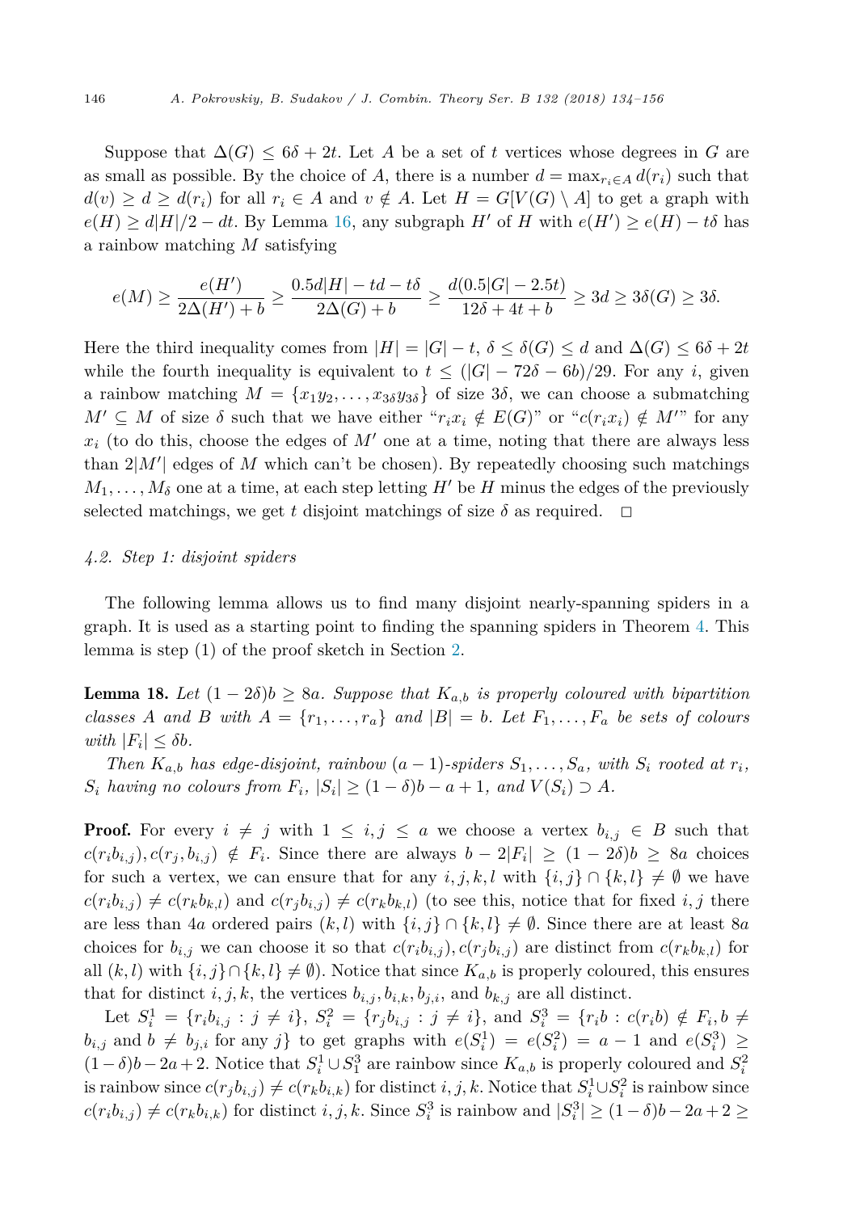Suppose that $\Delta(G) \leq 6\delta + 2t$. Let $A$ be a set of $t$ vertices whose degrees in $G$ are as small as possible. By the choice of $A$, there is a number $d = \max_{r_i \in A} d(r_i)$ such that $d(v) \geq d \geq d(r_i)$ for all $r_i \in A$ and $v \notin A$. Let $H = G[V(G) \setminus A]$ to get a graph with $e(H) \geq d|H|/2 - dt$. By Lemma 16, any subgraph $H'$ of $H$ with $e(H') \geq e(H) - t\delta$ has a rainbow matching $M$ satisfying

$$e(M) \geq \frac{e(H')}{2\Delta(H') + b} \geq \frac{0.5d|H| - td - t\delta}{2\Delta(G) + b} \geq \frac{d(0.5|G| - 2.5t)}{12\delta + 4t + b} \geq 3d \geq 3\delta(G) \geq 3\delta.$$

Here the third inequality comes from $|H| = |G| - t$, $\delta \leq \delta(G) \leq d$ and $\Delta(G) \leq 6\delta + 2t$ while the fourth inequality is equivalent to $t \leq (|G| - 72\delta - 6b)/29$. For any $i$, given a rainbow matching $M = \{x_1y_2, \ldots, x_{3\delta}y_{3\delta}\}$ of size $3\delta$, we can choose a submatching $M' \subseteq M$ of size $\delta$ such that we have either "$r_ix_i \notin E(G)$" or "$c(r_ix_i) \notin M'$" for any $x_i$ (to do this, choose the edges of $M'$ one at a time, noting that there are always less than $2|M'|$ edges of $M$ which can't be chosen). By repeatedly choosing such matchings $M_1, \ldots, M_\delta$ one at a time, at each step letting $H'$ be $H$ minus the edges of the previously selected matchings, we get $t$ disjoint matchings of size $\delta$ as required. $\square$

### 4.2. Step 1: disjoint spiders

The following lemma allows us to find many disjoint nearly-spanning spiders in a graph. It is used as a starting point to finding the spanning spiders in Theorem 4. This lemma is step (1) of the proof sketch in Section 2.

**Lemma 18.** *Let $(1 - 2\delta)b \geq 8a$. Suppose that $K_{a,b}$ is properly coloured with bipartition classes $A$ and $B$ with $A = \{r_1, \ldots, r_a\}$ and $|B| = b$. Let $F_1, \ldots, F_a$ be sets of colours with $|F_i| \leq \delta b$.*

*Then $K_{a,b}$ has edge-disjoint, rainbow $(a-1)$-spiders $S_1, \ldots, S_a$, with $S_i$ rooted at $r_i$, $S_i$ having no colours from $F_i$, $|S_i| \geq (1 - \delta)b - a + 1$, and $V(S_i) \supset A$.*

**Proof.** For every $i \neq j$ with $1 \leq i, j \leq a$ we choose a vertex $b_{i,j} \in B$ such that $c(r_ib_{i,j}), c(r_j, b_{i,j}) \notin F_i$. Since there are always $b - 2|F_i| \geq (1 - 2\delta)b \geq 8a$ choices for such a vertex, we can ensure that for any $i, j, k, l$ with $\{i, j\} \cap \{k, l\} \neq \emptyset$ we have $c(r_ib_{i,j}) \neq c(r_kb_{k,l})$ and $c(r_jb_{i,j}) \neq c(r_kb_{k,l})$ (to see this, notice that for fixed $i, j$ there are less than $4a$ ordered pairs $(k, l)$ with $\{i, j\} \cap \{k, l\} \neq \emptyset$. Since there are at least $8a$ choices for $b_{i,j}$ we can choose it so that $c(r_ib_{i,j}), c(r_jb_{i,j})$ are distinct from $c(r_kb_{k,l})$ for all $(k, l)$ with $\{i, j\} \cap \{k, l\} \neq \emptyset$). Notice that since $K_{a,b}$ is properly coloured, this ensures that for distinct $i, j, k$, the vertices $b_{i,j}, b_{i,k}, b_{j,i}$, and $b_{k,j}$ are all distinct.

Let $S_i^1 = \{r_ib_{i,j} : j \neq i\}$, $S_i^2 = \{r_jb_{i,j} : j \neq i\}$, and $S_i^3 = \{r_ib : c(r_ib) \notin F_i, b \neq b_{i,j}$ and $b \neq b_{j,i}$ for any $j\}$ to get graphs with $e(S_i^1) = e(S_i^2) = a - 1$ and $e(S_i^3) \geq (1 - \delta)b - 2a + 2$. Notice that $S_i^1 \cup S_1^3$ are rainbow since $K_{a,b}$ is properly coloured and $S_i^2$ is rainbow since $c(r_jb_{i,j}) \neq c(r_kb_{i,k})$ for distinct $i, j, k$. Notice that $S_i^1 \cup S_i^2$ is rainbow since $c(r_ib_{i,j}) \neq c(r_kb_{i,k})$ for distinct $i, j, k$. Since $S_i^3$ is rainbow and $|S_i^3| \geq (1 - \delta)b - 2a + 2 \geq$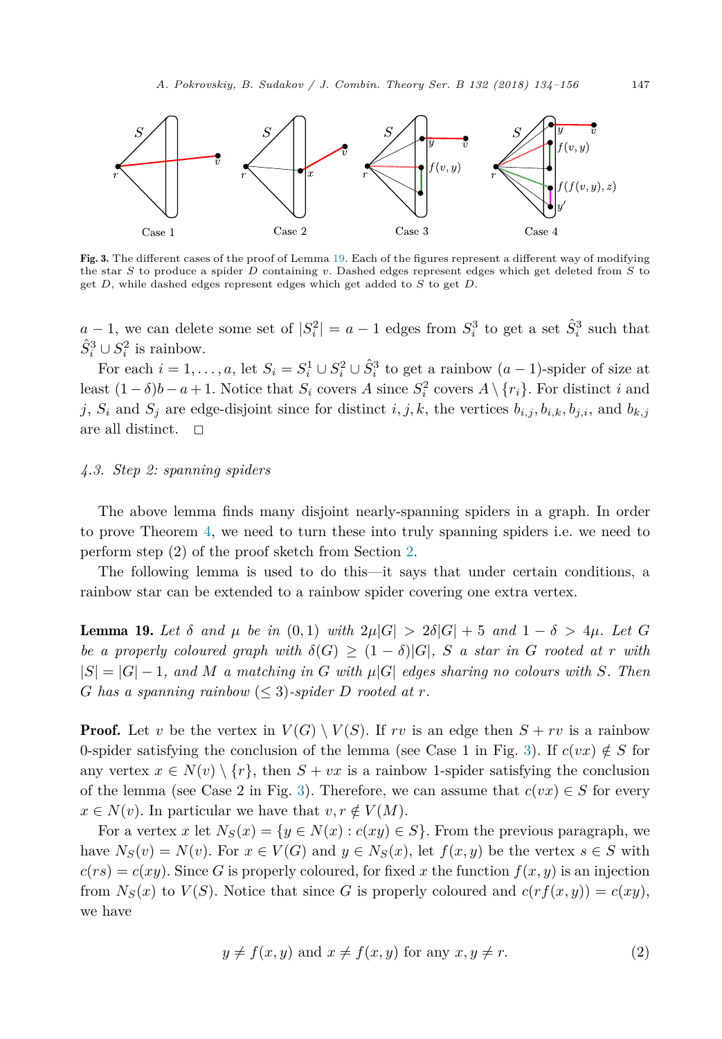Case 1 Case 2 Case 3 Case 4

**Fig. 3.** The different cases of the proof of Lemma 19. Each of the figures represent a different way of modifying the star $S$ to produce a spider $D$ containing $v$. Dashed edges represent edges which get deleted from $S$ to get $D$, while dashed edges represent edges which get added to $S$ to get $D$.

$a-1$, we can delete some set of $|S_i^2| = a-1$ edges from $S_i^3$ to get a set $\hat{S}_i^3$ such that $\hat{S}_i^3 \cup S_i^2$ is rainbow.

For each $i = 1, \dots, a$, let $S_i = S_i^1 \cup S_i^2 \cup \hat{S}_i^3$ to get a rainbow $(a-1)$-spider of size at least $(1-\delta)b - a + 1$. Notice that $S_i$ covers $A$ since $S_i^2$ covers $A \setminus \{r_i\}$. For distinct $i$ and $j$, $S_i$ and $S_j$ are edge-disjoint since for distinct $i, j, k$, the vertices $b_{i,j}, b_{i,k}, b_{j,i}$, and $b_{k,j}$ are all distinct. $\square$

### *4.3. Step 2: spanning spiders*

The above lemma finds many disjoint nearly-spanning spiders in a graph. In order to prove Theorem 4, we need to turn these into truly spanning spiders i.e. we need to perform step (2) of the proof sketch from Section 2.

The following lemma is used to do this—it says that under certain conditions, a rainbow star can be extended to a rainbow spider covering one extra vertex.

**Lemma 19.** *Let $\delta$ and $\mu$ be in $(0,1)$ with $2\mu|G| > 2\delta|G| + 5$ and $1 - \delta > 4\mu$. Let $G$ be a properly coloured graph with $\delta(G) \geq (1-\delta)|G|$, $S$ a star in $G$ rooted at $r$ with $|S| = |G| - 1$, and $M$ a matching in $G$ with $\mu|G|$ edges sharing no colours with $S$. Then $G$ has a spanning rainbow $(\leq 3)$-spider $D$ rooted at $r$.*

**Proof.** Let $v$ be the vertex in $V(G) \setminus V(S)$. If $rv$ is an edge then $S + rv$ is a rainbow 0-spider satisfying the conclusion of the lemma (see Case 1 in Fig. 3). If $c(vx) \notin S$ for any vertex $x \in N(v) \setminus \{r\}$, then $S + vx$ is a rainbow 1-spider satisfying the conclusion of the lemma (see Case 2 in Fig. 3). Therefore, we can assume that $c(vx) \in S$ for every $x \in N(v)$. In particular we have that $v, r \notin V(M)$.

For a vertex $x$ let $N_S(x) = \{y \in N(x) : c(xy) \in S\}$. From the previous paragraph, we have $N_S(v) = N(v)$. For $x \in V(G)$ and $y \in N_S(x)$, let $f(x,y)$ be the vertex $s \in S$ with $c(rs) = c(xy)$. Since $G$ is properly coloured, for fixed $x$ the function $f(x,y)$ is an injection from $N_S(x)$ to $V(S)$. Notice that since $G$ is properly coloured and $c(rf(x,y)) = c(xy)$, we have

$$y \neq f(x,y) \text{ and } x \neq f(x,y) \text{ for any } x, y \neq r. \tag{2}$$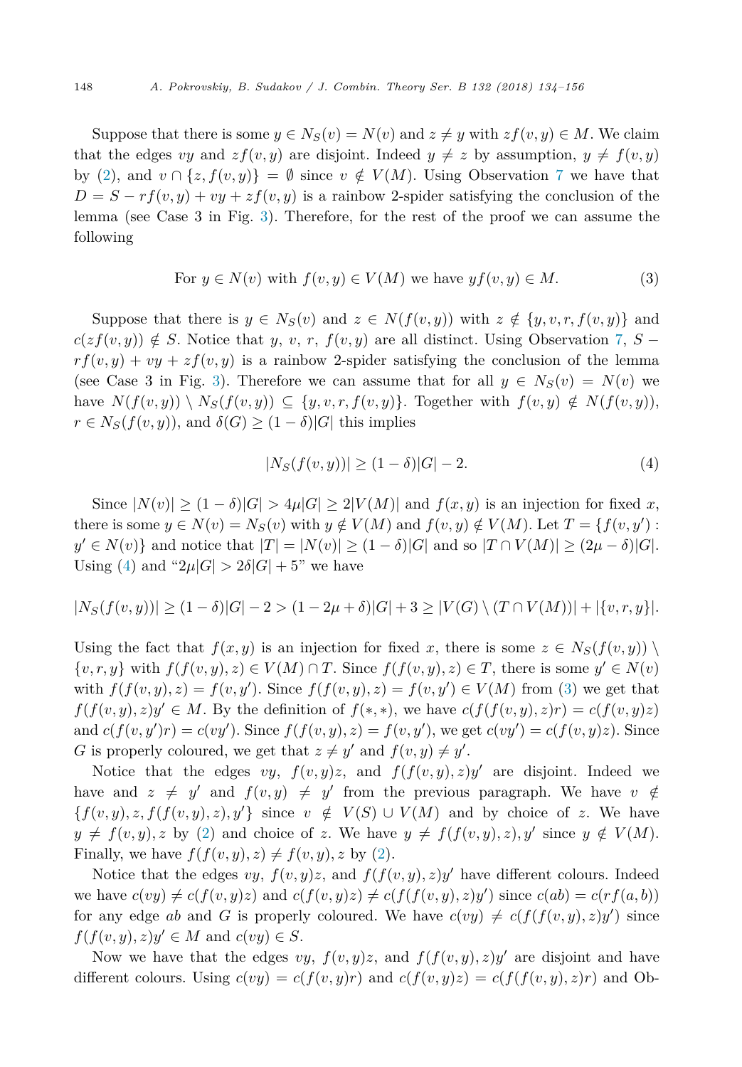Suppose that there is some $y \in N_S(v) = N(v)$ and $z \neq y$ with $zf(v,y) \in M$. We claim that the edges $vy$ and $zf(v,y)$ are disjoint. Indeed $y \neq z$ by assumption, $y \neq f(v,y)$ by (2), and $v \cap \{z, f(v,y)\} = \emptyset$ since $v \notin V(M)$. Using Observation 7 we have that $D = S - rf(v,y) + vy + zf(v,y)$ is a rainbow 2-spider satisfying the conclusion of the lemma (see Case 3 in Fig. 3). Therefore, for the rest of the proof we can assume the following

$$\text{For } y \in N(v) \text{ with } f(v,y) \in V(M) \text{ we have } yf(v,y) \in M. \tag{3}$$

Suppose that there is $y \in N_S(v)$ and $z \in N(f(v,y))$ with $z \notin \{y, v, r, f(v,y)\}$ and $c(zf(v,y)) \notin S$. Notice that $y$, $v$, $r$, $f(v,y)$ are all distinct. Using Observation 7, $S - rf(v,y) + vy + zf(v,y)$ is a rainbow 2-spider satisfying the conclusion of the lemma (see Case 3 in Fig. 3). Therefore we can assume that for all $y \in N_S(v) = N(v)$ we have $N(f(v,y)) \setminus N_S(f(v,y)) \subseteq \{y, v, r, f(v,y)\}$. Together with $f(v,y) \notin N(f(v,y))$, $r \in N_S(f(v,y))$, and $\delta(G) \geq (1-\delta)|G|$ this implies

$$|N_S(f(v,y))| \geq (1-\delta)|G| - 2. \tag{4}$$

Since $|N(v)| \geq (1-\delta)|G| > 4\mu|G| \geq 2|V(M)|$ and $f(x,y)$ is an injection for fixed $x$, there is some $y \in N(v) = N_S(v)$ with $y \notin V(M)$ and $f(v,y) \notin V(M)$. Let $T = \{f(v,y') : y' \in N(v)\}$ and notice that $|T| = |N(v)| \geq (1-\delta)|G|$ and so $|T \cap V(M)| \geq (2\mu - \delta)|G|$. Using (4) and "$2\mu|G| > 2\delta|G| + 5$" we have

$$|N_S(f(v,y))| \geq (1-\delta)|G| - 2 > (1 - 2\mu + \delta)|G| + 3 \geq |V(G) \setminus (T \cap V(M))| + |\{v, r, y\}|.$$

Using the fact that $f(x,y)$ is an injection for fixed $x$, there is some $z \in N_S(f(v,y)) \setminus \{v, r, y\}$ with $f(f(v,y), z) \in V(M) \cap T$. Since $f(f(v,y), z) \in T$, there is some $y' \in N(v)$ with $f(f(v,y), z) = f(v, y')$. Since $f(f(v,y), z) = f(v,y') \in V(M)$ from (3) we get that $f(f(v,y), z)y' \in M$. By the definition of $f(*,*)$, we have $c(f(f(v,y),z)r) = c(f(v,y)z)$ and $c(f(v,y')r) = c(vy')$. Since $f(f(v,y), z) = f(v,y')$, we get $c(vy') = c(f(v,y)z)$. Since $G$ is properly coloured, we get that $z \neq y'$ and $f(v,y) \neq y'$.

Notice that the edges $vy$, $f(v,y)z$, and $f(f(v,y),z)y'$ are disjoint. Indeed we have and $z \neq y'$ and $f(v,y) \neq y'$ from the previous paragraph. We have $v \notin \{f(v,y), z, f(f(v,y),z), y'\}$ since $v \notin V(S) \cup V(M)$ and by choice of $z$. We have $y \neq f(v,y), z$ by (2) and choice of $z$. We have $y \neq f(f(v,y),z), y'$ since $y \notin V(M)$. Finally, we have $f(f(v,y),z) \neq f(v,y), z$ by (2).

Notice that the edges $vy$, $f(v,y)z$, and $f(f(v,y),z)y'$ have different colours. Indeed we have $c(vy) \neq c(f(v,y)z)$ and $c(f(v,y)z) \neq c(f(f(v,y),z)y')$ since $c(ab) = c(rf(a,b))$ for any edge $ab$ and $G$ is properly coloured. We have $c(vy) \neq c(f(f(v,y),z)y')$ since $f(f(v,y),z)y' \in M$ and $c(vy) \in S$.

Now we have that the edges $vy$, $f(v,y)z$, and $f(f(v,y),z)y'$ are disjoint and have different colours. Using $c(vy) = c(f(v,y)r)$ and $c(f(v,y)z) = c(f(f(v,y),z)r)$ and Ob-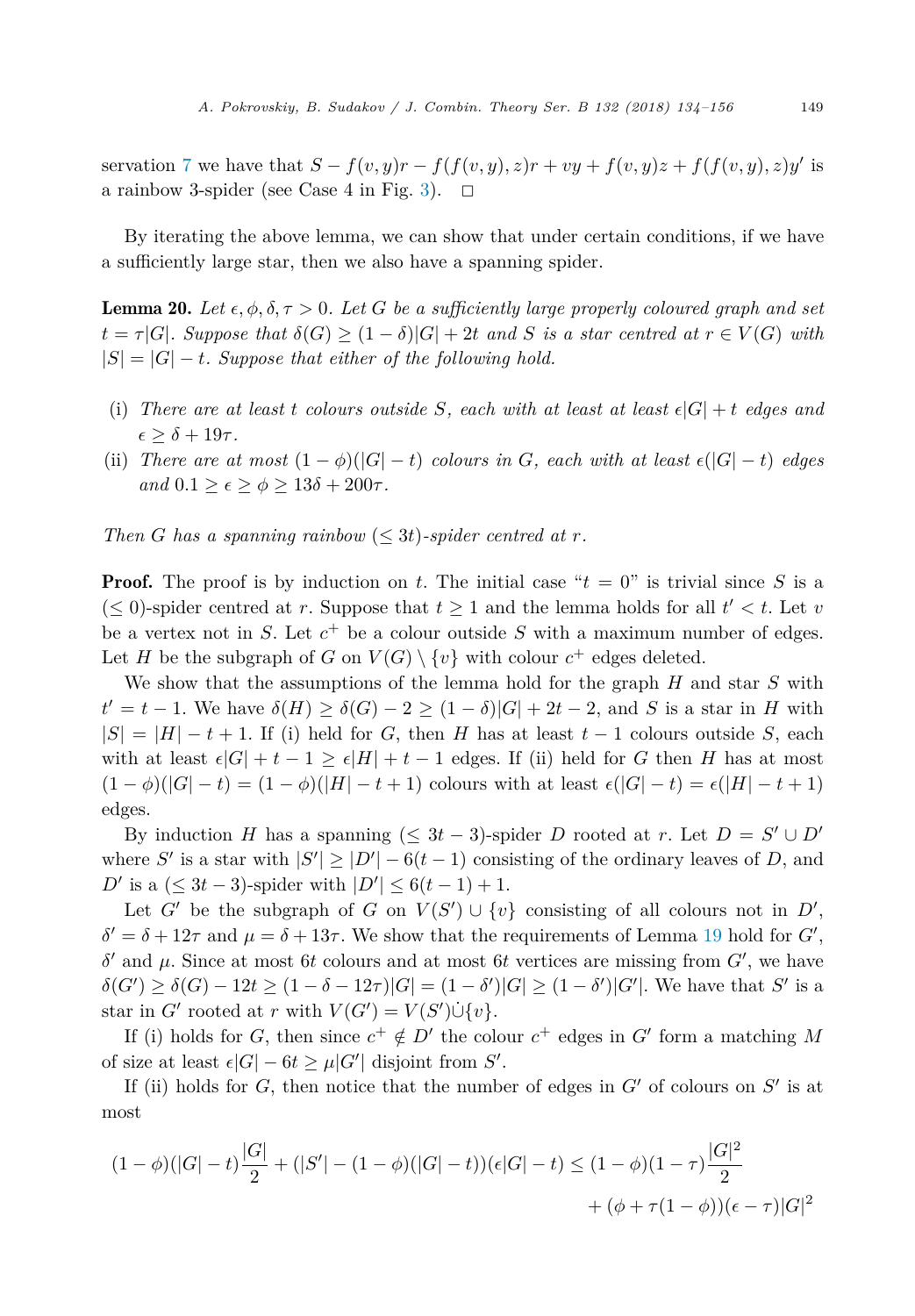servation 7 we have that $S - f(v,y)r - f(f(v,y),z)r + vy + f(v,y)z + f(f(v,y),z)y'$ is a rainbow 3-spider (see Case 4 in Fig. 3). $\square$

By iterating the above lemma, we can show that under certain conditions, if we have a sufficiently large star, then we also have a spanning spider.

**Lemma 20.** *Let $\epsilon, \phi, \delta, \tau > 0$. Let $G$ be a sufficiently large properly coloured graph and set $t = \tau|G|$. Suppose that $\delta(G) \geq (1-\delta)|G| + 2t$ and $S$ is a star centred at $r \in V(G)$ with $|S| = |G| - t$. Suppose that either of the following hold.*

- (i) *There are at least $t$ colours outside $S$, each with at least at least $\epsilon|G| + t$ edges and $\epsilon \geq \delta + 19\tau$.*
- (ii) *There are at most $(1-\phi)(|G| - t)$ colours in $G$, each with at least $\epsilon(|G| - t)$ edges and $0.1 \geq \epsilon \geq \phi \geq 13\delta + 200\tau$.*

*Then $G$ has a spanning rainbow $(\leq 3t)$-spider centred at $r$.*

**Proof.** The proof is by induction on $t$. The initial case "$t = 0$" is trivial since $S$ is a $(\leq 0)$-spider centred at $r$. Suppose that $t \geq 1$ and the lemma holds for all $t' < t$. Let $v$ be a vertex not in $S$. Let $c^+$ be a colour outside $S$ with a maximum number of edges. Let $H$ be the subgraph of $G$ on $V(G) \setminus \{v\}$ with colour $c^+$ edges deleted.

We show that the assumptions of the lemma hold for the graph $H$ and star $S$ with $t' = t - 1$. We have $\delta(H) \geq \delta(G) - 2 \geq (1-\delta)|G| + 2t - 2$, and $S$ is a star in $H$ with $|S| = |H| - t + 1$. If (i) held for $G$, then $H$ has at least $t - 1$ colours outside $S$, each with at least $\epsilon|G| + t - 1 \geq \epsilon|H| + t - 1$ edges. If (ii) held for $G$ then $H$ has at most $(1-\phi)(|G| - t) = (1-\phi)(|H| - t + 1)$ colours with at least $\epsilon(|G| - t) = \epsilon(|H| - t + 1)$ edges.

By induction $H$ has a spanning $(\leq 3t - 3)$-spider $D$ rooted at $r$. Let $D = S' \cup D'$ where $S'$ is a star with $|S'| \geq |D'| - 6(t-1)$ consisting of the ordinary leaves of $D$, and $D'$ is a $(\leq 3t - 3)$-spider with $|D'| \leq 6(t-1) + 1$.

Let $G'$ be the subgraph of $G$ on $V(S') \cup \{v\}$ consisting of all colours not in $D'$, $\delta' = \delta + 12\tau$ and $\mu = \delta + 13\tau$. We show that the requirements of Lemma 19 hold for $G'$, $\delta'$ and $\mu$. Since at most $6t$ colours and at most $6t$ vertices are missing from $G'$, we have $\delta(G') \geq \delta(G) - 12t \geq (1 - \delta - 12\tau)|G| = (1-\delta')|G| \geq (1-\delta')|G'|$. We have that $S'$ is a star in $G'$ rooted at $r$ with $V(G') = V(S') \dot\cup \{v\}$.

If (i) holds for $G$, then since $c^+ \notin D'$ the colour $c^+$ edges in $G'$ form a matching $M$ of size at least $\epsilon|G| - 6t \geq \mu|G'|$ disjoint from $S'$.

If (ii) holds for $G$, then notice that the number of edges in $G'$ of colours on $S'$ is at most

$$(1-\phi)(|G| - t)\frac{|G|}{2} + (|S'| - (1-\phi)(|G| - t))(\epsilon|G| - t) \leq (1-\phi)(1-\tau)\frac{|G|^2}{2} + (\phi + \tau(1-\phi))(\epsilon - \tau)|G|^2$$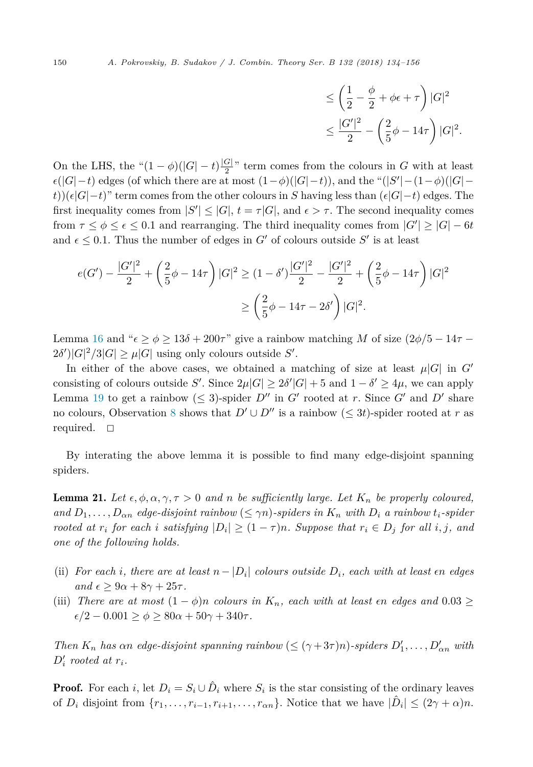$$\leq \left(\frac{1}{2} - \frac{\phi}{2} + \phi\epsilon + \tau\right)|G|^2$$
$$\leq \frac{|G'|^2}{2} - \left(\frac{2}{5}\phi - 14\tau\right)|G|^2.$$

On the LHS, the "$(1-\phi)(|G|-t)\frac{|G|}{2}$" term comes from the colours in $G$ with at least $\epsilon(|G|-t)$ edges (of which there are at most $(1-\phi)(|G|-t)$), and the "$(|S'|-(1-\phi)(|G|-t))(\epsilon|G|-t)$" term comes from the other colours in $S$ having less than $(\epsilon|G|-t)$ edges. The first inequality comes from $|S'| \leq |G|$, $t = \tau|G|$, and $\epsilon > \tau$. The second inequality comes from $\tau \leq \phi \leq \epsilon \leq 0.1$ and rearranging. The third inequality comes from $|G'| \geq |G| - 6t$ and $\epsilon \leq 0.1$. Thus the number of edges in $G'$ of colours outside $S'$ is at least

$$e(G') - \frac{|G'|^2}{2} + \left(\frac{2}{5}\phi - 14\tau\right)|G|^2 \geq (1-\delta')\frac{|G'|^2}{2} - \frac{|G'|^2}{2} + \left(\frac{2}{5}\phi - 14\tau\right)|G|^2$$
$$\geq \left(\frac{2}{5}\phi - 14\tau - 2\delta'\right)|G|^2.$$

Lemma 16 and "$\epsilon \geq \phi \geq 13\delta + 200\tau$" give a rainbow matching $M$ of size $(2\phi/5 - 14\tau - 2\delta')|G|^2/3|G| \geq \mu|G|$ using only colours outside $S'$.

In either of the above cases, we obtained a matching of size at least $\mu|G|$ in $G'$ consisting of colours outside $S'$. Since $2\mu|G| \geq 2\delta'|G| + 5$ and $1 - \delta' \geq 4\mu$, we can apply Lemma 19 to get a rainbow $(\leq 3)$-spider $D''$ in $G'$ rooted at $r$. Since $G'$ and $D'$ share no colours, Observation 8 shows that $D' \cup D''$ is a rainbow $(\leq 3t)$-spider rooted at $r$ as required. $\square$

By interating the above lemma it is possible to find many edge-disjoint spanning spiders.

**Lemma 21.** *Let $\epsilon, \phi, \alpha, \gamma, \tau > 0$ and $n$ be sufficiently large. Let $K_n$ be properly coloured, and $D_1, \ldots, D_{\alpha n}$ edge-disjoint rainbow $(\leq \gamma n)$-spiders in $K_n$ with $D_i$ a rainbow $t_i$-spider rooted at $r_i$ for each $i$ satisfying $|D_i| \geq (1-\tau)n$. Suppose that $r_i \in D_j$ for all $i, j$, and one of the following holds.*

- (ii) *For each $i$, there are at least $n - |D_i|$ colours outside $D_i$, each with at least $\epsilon n$ edges and $\epsilon \geq 9\alpha + 8\gamma + 25\tau$.*
- (iii) *There are at most $(1-\phi)n$ colours in $K_n$, each with at least $\epsilon n$ edges and $0.03 \geq \epsilon/2 - 0.001 \geq \phi \geq 80\alpha + 50\gamma + 340\tau$.*

*Then $K_n$ has $\alpha n$ edge-disjoint spanning rainbow $(\leq (\gamma + 3\tau)n)$-spiders $D_1', \ldots, D_{\alpha n}'$ with $D_i'$ rooted at $r_i$.*

**Proof.** For each $i$, let $D_i = S_i \cup \hat{D}_i$ where $S_i$ is the star consisting of the ordinary leaves of $D_i$ disjoint from $\{r_1, \ldots, r_{i-1}, r_{i+1}, \ldots, r_{\alpha n}\}$. Notice that we have $|\hat{D}_i| \leq (2\gamma + \alpha)n$.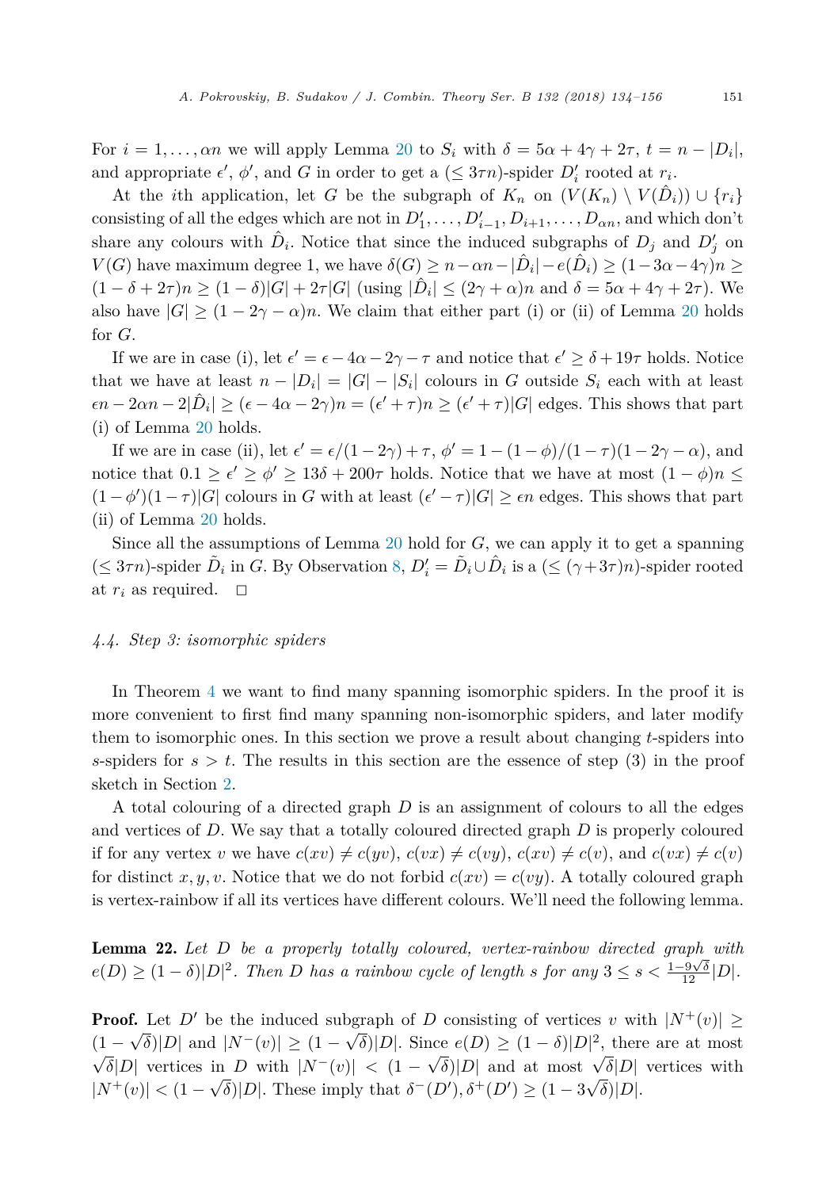For $i = 1, \dots, \alpha n$ we will apply Lemma 20 to $S_i$ with $\delta = 5\alpha + 4\gamma + 2\tau$, $t = n - |D_i|$, and appropriate $\epsilon'$, $\phi'$, and $G$ in order to get a $(\leq 3\tau n)$-spider $D'_i$ rooted at $r_i$.

At the $i$th application, let $G$ be the subgraph of $K_n$ on $(V(K_n) \setminus V(\hat{D}_i)) \cup \{r_i\}$ consisting of all the edges which are not in $D'_1, \dots, D'_{i-1}, D_{i+1}, \dots, D_{\alpha n}$, and which don't share any colours with $\hat{D}_i$. Notice that since the induced subgraphs of $D_j$ and $D'_j$ on $V(G)$ have maximum degree 1, we have $\delta(G) \geq n - \alpha n - |\hat{D}_i| - e(\hat{D}_i) \geq (1 - 3\alpha - 4\gamma)n \geq (1 - \delta + 2\tau)n \geq (1 - \delta)|G| + 2\tau|G|$ (using $|\hat{D}_i| \leq (2\gamma + \alpha)n$ and $\delta = 5\alpha + 4\gamma + 2\tau$). We also have $|G| \geq (1 - 2\gamma - \alpha)n$. We claim that either part (i) or (ii) of Lemma 20 holds for $G$.

If we are in case (i), let $\epsilon' = \epsilon - 4\alpha - 2\gamma - \tau$ and notice that $\epsilon' \geq \delta + 19\tau$ holds. Notice that we have at least $n - |D_i| = |G| - |S_i|$ colours in $G$ outside $S_i$ each with at least $\epsilon n - 2\alpha n - 2|\hat{D}_i| \geq (\epsilon - 4\alpha - 2\gamma)n = (\epsilon' + \tau)n \geq (\epsilon' + \tau)|G|$ edges. This shows that part (i) of Lemma 20 holds.

If we are in case (ii), let $\epsilon' = \epsilon/(1 - 2\gamma) + \tau$, $\phi' = 1 - (1 - \phi)/(1 - \tau)(1 - 2\gamma - \alpha)$, and notice that $0.1 \geq \epsilon' \geq \phi' \geq 13\delta + 200\tau$ holds. Notice that we have at most $(1 - \phi)n \leq (1 - \phi')(1 - \tau)|G|$ colours in $G$ with at least $(\epsilon' - \tau)|G| \geq \epsilon n$ edges. This shows that part (ii) of Lemma 20 holds.

Since all the assumptions of Lemma 20 hold for $G$, we can apply it to get a spanning $(\leq 3\tau n)$-spider $\tilde{D}_i$ in $G$. By Observation 8, $D'_i = \tilde{D}_i \cup \hat{D}_i$ is a $(\leq (\gamma + 3\tau)n)$-spider rooted at $r_i$ as required. $\square$

### 4.4. Step 3: isomorphic spiders

In Theorem 4 we want to find many spanning isomorphic spiders. In the proof it is more convenient to first find many spanning non-isomorphic spiders, and later modify them to isomorphic ones. In this section we prove a result about changing $t$-spiders into $s$-spiders for $s > t$. The results in this section are the essence of step (3) in the proof sketch in Section 2.

A total colouring of a directed graph $D$ is an assignment of colours to all the edges and vertices of $D$. We say that a totally coloured directed graph $D$ is properly coloured if for any vertex $v$ we have $c(xv) \neq c(yv)$, $c(vx) \neq c(vy)$, $c(xv) \neq c(v)$, and $c(vx) \neq c(v)$ for distinct $x, y, v$. Notice that we do not forbid $c(xv) = c(vy)$. A totally coloured graph is vertex-rainbow if all its vertices have different colours. We'll need the following lemma.

**Lemma 22.** *Let $D$ be a properly totally coloured, vertex-rainbow directed graph with $e(D) \geq (1 - \delta)|D|^2$. Then $D$ has a rainbow cycle of length $s$ for any $3 \leq s < \frac{1 - 9\sqrt{\delta}}{12}|D|$.*

**Proof.** Let $D'$ be the induced subgraph of $D$ consisting of vertices $v$ with $|N^+(v)| \geq (1 - \sqrt{\delta})|D|$ and $|N^-(v)| \geq (1 - \sqrt{\delta})|D|$. Since $e(D) \geq (1 - \delta)|D|^2$, there are at most $\sqrt{\delta}|D|$ vertices in $D$ with $|N^-(v)| < (1 - \sqrt{\delta})|D|$ and at most $\sqrt{\delta}|D|$ vertices with $|N^+(v)| < (1 - \sqrt{\delta})|D|$. These imply that $\delta^-(D'), \delta^+(D') \geq (1 - 3\sqrt{\delta})|D|$.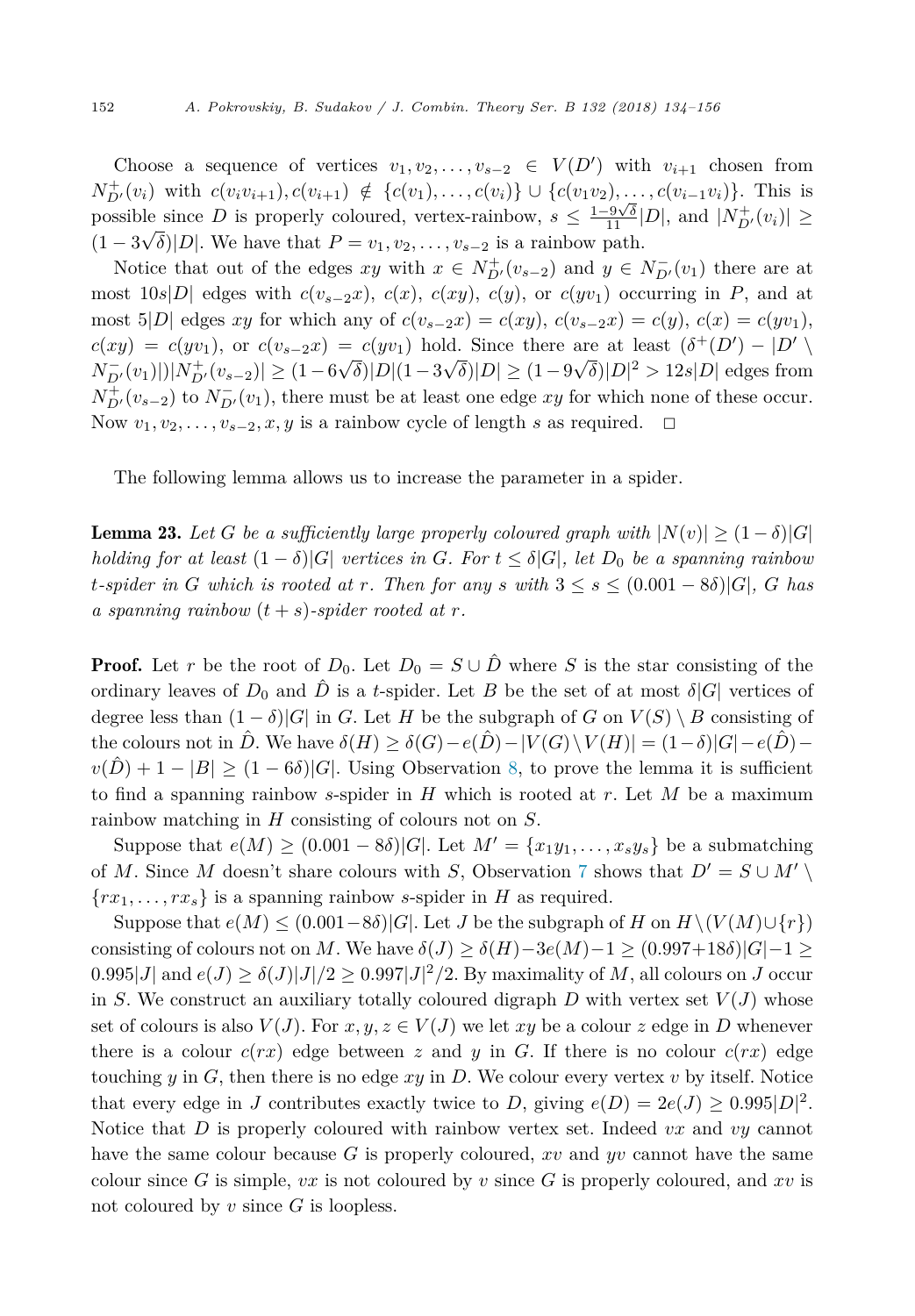Choose a sequence of vertices $v_1, v_2, \dots, v_{s-2} \in V(D')$ with $v_{i+1}$ chosen from $N^+_{D'}(v_i)$ with $c(v_i v_{i+1}), c(v_{i+1}) \notin \{c(v_1), \dots, c(v_i)\} \cup \{c(v_1 v_2), \dots, c(v_{i-1} v_i)\}$. This is possible since $D$ is properly coloured, vertex-rainbow, $s \leq \frac{1-9\sqrt{\delta}}{11}|D|$, and $|N^+_{D'}(v_i)| \geq (1-3\sqrt{\delta})|D|$. We have that $P = v_1, v_2, \dots, v_{s-2}$ is a rainbow path.

Notice that out of the edges $xy$ with $x \in N^+_{D'}(v_{s-2})$ and $y \in N^-_{D'}(v_1)$ there are at most $10s|D|$ edges with $c(v_{s-2}x)$, $c(x)$, $c(xy)$, $c(y)$, or $c(yv_1)$ occurring in $P$, and at most $5|D|$ edges $xy$ for which any of $c(v_{s-2}x) = c(xy)$, $c(v_{s-2}x) = c(y)$, $c(x) = c(yv_1)$, $c(xy) = c(yv_1)$, or $c(v_{s-2}x) = c(yv_1)$ hold. Since there are at least $(\delta^+(D') - |D' \setminus N^-_{D'}(v_1)|)|N^+_{D'}(v_{s-2})| \geq (1-6\sqrt{\delta})|D|(1-3\sqrt{\delta})|D| \geq (1-9\sqrt{\delta})|D|^2 > 12s|D|$ edges from $N^+_{D'}(v_{s-2})$ to $N^-_{D'}(v_1)$, there must be at least one edge $xy$ for which none of these occur. Now $v_1, v_2, \dots, v_{s-2}, x, y$ is a rainbow cycle of length $s$ as required. □

The following lemma allows us to increase the parameter in a spider.

**Lemma 23.** *Let $G$ be a sufficiently large properly coloured graph with $|N(v)| \geq (1-\delta)|G|$ holding for at least $(1-\delta)|G|$ vertices in $G$. For $t \leq \delta|G|$, let $D_0$ be a spanning rainbow $t$-spider in $G$ which is rooted at $r$. Then for any $s$ with $3 \leq s \leq (0.001 - 8\delta)|G|$, $G$ has a spanning rainbow $(t+s)$-spider rooted at $r$.*

**Proof.** Let $r$ be the root of $D_0$. Let $D_0 = S \cup \hat{D}$ where $S$ is the star consisting of the ordinary leaves of $D_0$ and $\hat{D}$ is a $t$-spider. Let $B$ be the set of at most $\delta|G|$ vertices of degree less than $(1-\delta)|G|$ in $G$. Let $H$ be the subgraph of $G$ on $V(S) \setminus B$ consisting of the colours not in $\hat{D}$. We have $\delta(H) \geq \delta(G) - e(\hat{D}) - |V(G) \setminus V(H)| = (1-\delta)|G| - e(\hat{D}) - v(\hat{D}) + 1 - |B| \geq (1-6\delta)|G|$. Using Observation 8, to prove the lemma it is sufficient to find a spanning rainbow $s$-spider in $H$ which is rooted at $r$. Let $M$ be a maximum rainbow matching in $H$ consisting of colours not on $S$.

Suppose that $e(M) \geq (0.001 - 8\delta)|G|$. Let $M' = \{x_1y_1, \dots, x_sy_s\}$ be a submatching of $M$. Since $M$ doesn't share colours with $S$, Observation 7 shows that $D' = S \cup M' \setminus \{rx_1, \dots, rx_s\}$ is a spanning rainbow $s$-spider in $H$ as required.

Suppose that $e(M) \leq (0.001 - 8\delta)|G|$. Let $J$ be the subgraph of $H$ on $H \setminus (V(M) \cup \{r\})$ consisting of colours not on $M$. We have $\delta(J) \geq \delta(H) - 3e(M) - 1 \geq (0.997 + 18\delta)|G| - 1 \geq 0.995|J|$ and $e(J) \geq \delta(J)|J|/2 \geq 0.997|J|^2/2$. By maximality of $M$, all colours on $J$ occur in $S$. We construct an auxiliary totally coloured digraph $D$ with vertex set $V(J)$ whose set of colours is also $V(J)$. For $x, y, z \in V(J)$ we let $xy$ be a colour $z$ edge in $D$ whenever there is a colour $c(rx)$ edge between $z$ and $y$ in $G$. If there is no colour $c(rx)$ edge touching $y$ in $G$, then there is no edge $xy$ in $D$. We colour every vertex $v$ by itself. Notice that every edge in $J$ contributes exactly twice to $D$, giving $e(D) = 2e(J) \geq 0.995|D|^2$. Notice that $D$ is properly coloured with rainbow vertex set. Indeed $vx$ and $vy$ cannot have the same colour because $G$ is properly coloured, $xv$ and $yv$ cannot have the same colour since $G$ is simple, $vx$ is not coloured by $v$ since $G$ is properly coloured, and $xv$ is not coloured by $v$ since $G$ is loopless.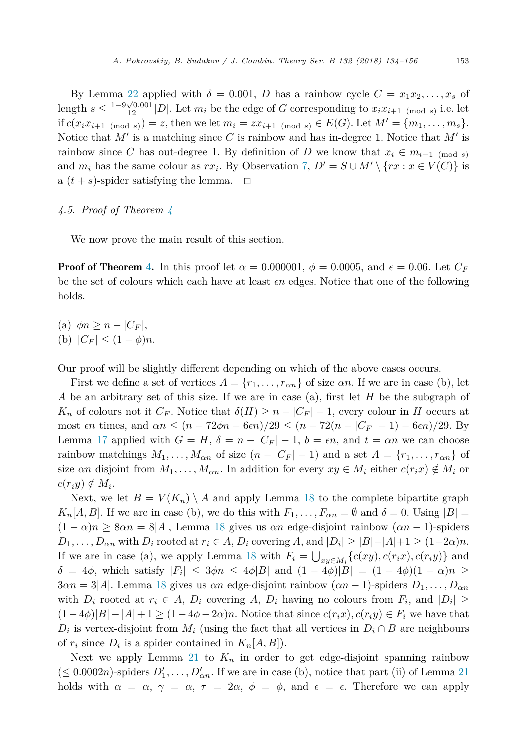By Lemma 22 applied with $\delta = 0.001$, $D$ has a rainbow cycle $C = x_1x_2,\dots,x_s$ of length $s \le \frac{1-9\sqrt{0.001}}{12}|D|$. Let $m_i$ be the edge of $G$ corresponding to $x_ix_{i+1 \pmod s}$ i.e. let if $c(x_ix_{i+1 \pmod s}) = z$, then we let $m_i = zx_{i+1 \pmod s} \in E(G)$. Let $M' = \{m_1,\dots,m_s\}$. Notice that $M'$ is a matching since $C$ is rainbow and has in-degree 1. Notice that $M'$ is rainbow since $C$ has out-degree 1. By definition of $D$ we know that $x_i \in m_{i-1 \pmod s}$ and $m_i$ has the same colour as $rx_i$. By Observation 7, $D' = S \cup M' \setminus \{rx : x \in V(C)\}$ is a $(t+s)$-spider satisfying the lemma. $\square$

### 4.5. Proof of Theorem 4

We now prove the main result of this section.

**Proof of Theorem 4.** In this proof let $\alpha = 0.000001$, $\phi = 0.0005$, and $\epsilon = 0.06$. Let $C_F$ be the set of colours which each have at least $\epsilon n$ edges. Notice that one of the following holds.

(a) $\phi n \ge n - |C_F|$,
(b) $|C_F| \le (1-\phi)n$.

Our proof will be slightly different depending on which of the above cases occurs.

First we define a set of vertices $A = \{r_1,\dots,r_{\alpha n}\}$ of size $\alpha n$. If we are in case (b), let $A$ be an arbitrary set of this size. If we are in case (a), first let $H$ be the subgraph of $K_n$ of colours not it $C_F$. Notice that $\delta(H) \ge n - |C_F| - 1$, every colour in $H$ occurs at most $\epsilon n$ times, and $\alpha n \le (n - 72\phi n - 6\epsilon n)/29 \le (n - 72(n - |C_F| - 1) - 6\epsilon n)/29$. By Lemma 17 applied with $G = H$, $\delta = n - |C_F| - 1$, $b = \epsilon n$, and $t = \alpha n$ we can choose rainbow matchings $M_1,\dots,M_{\alpha n}$ of size $(n - |C_F| - 1)$ and a set $A = \{r_1,\dots,r_{\alpha n}\}$ of size $\alpha n$ disjoint from $M_1,\dots,M_{\alpha n}$. In addition for every $xy \in M_i$ either $c(r_ix) \notin M_i$ or $c(r_iy) \notin M_i$.

Next, we let $B = V(K_n) \setminus A$ and apply Lemma 18 to the complete bipartite graph $K_n[A,B]$. If we are in case (b), we do this with $F_1,\dots,F_{\alpha n} = \emptyset$ and $\delta = 0$. Using $|B| = (1-\alpha)n \ge 8\alpha n = 8|A|$, Lemma 18 gives us $\alpha n$ edge-disjoint rainbow $(\alpha n - 1)$-spiders $D_1,\dots,D_{\alpha n}$ with $D_i$ rooted at $r_i \in A$, $D_i$ covering $A$, and $|D_i| \ge |B| - |A| + 1 \ge (1-2\alpha)n$. If we are in case (a), we apply Lemma 18 with $F_i = \bigcup_{xy \in M_i}\{c(xy), c(r_ix), c(r_iy)\}$ and $\delta = 4\phi$, which satisfy $|F_i| \le 3\phi n \le 4\phi|B|$ and $(1-4\phi)|B| = (1-4\phi)(1-\alpha)n \ge 3\alpha n = 3|A|$. Lemma 18 gives us $\alpha n$ edge-disjoint rainbow $(\alpha n - 1)$-spiders $D_1,\dots,D_{\alpha n}$ with $D_i$ rooted at $r_i \in A$, $D_i$ covering $A$, $D_i$ having no colours from $F_i$, and $|D_i| \ge (1-4\phi)|B| - |A| + 1 \ge (1 - 4\phi - 2\alpha)n$. Notice that since $c(r_ix), c(r_iy) \in F_i$ we have that $D_i$ is vertex-disjoint from $M_i$ (using the fact that all vertices in $D_i \cap B$ are neighbours of $r_i$ since $D_i$ is a spider contained in $K_n[A,B]$).

Next we apply Lemma 21 to $K_n$ in order to get edge-disjoint spanning rainbow $(\le 0.0002n)$-spiders $D'_1,\dots,D'_{\alpha n}$. If we are in case (b), notice that part (ii) of Lemma 21 holds with $\alpha = \alpha$, $\gamma = \alpha$, $\tau = 2\alpha$, $\phi = \phi$, and $\epsilon = \epsilon$. Therefore we can apply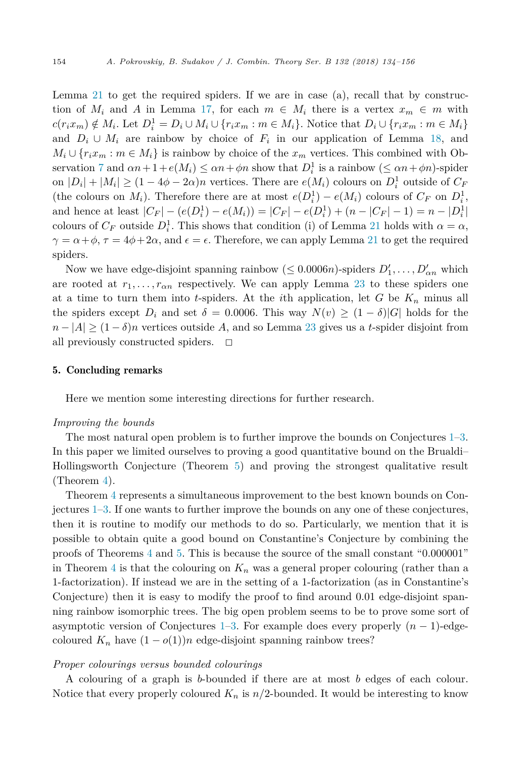Lemma 21 to get the required spiders. If we are in case (a), recall that by construction of $M_i$ and $A$ in Lemma 17, for each $m \in M_i$ there is a vertex $x_m \in m$ with $c(r_i x_m) \notin M_i$. Let $D_i^1 = D_i \cup M_i \cup \{r_i x_m : m \in M_i\}$. Notice that $D_i \cup \{r_i x_m : m \in M_i\}$ and $D_i \cup M_i$ are rainbow by choice of $F_i$ in our application of Lemma 18, and $M_i \cup \{r_i x_m : m \in M_i\}$ is rainbow by choice of the $x_m$ vertices. This combined with Observation 7 and $\alpha n + 1 + e(M_i) \leq \alpha n + \phi n$ show that $D_i^1$ is a rainbow ($\leq \alpha n + \phi n$)-spider on $|D_i| + |M_i| \geq (1 - 4\phi - 2\alpha)n$ vertices. There are $e(M_i)$ colours on $D_i^1$ outside of $C_F$ (the colours on $M_i$). Therefore there are at most $e(D_i^1) - e(M_i)$ colours of $C_F$ on $D_i^1$, and hence at least $|C_F| - (e(D_i^1) - e(M_i)) = |C_F| - e(D_i^1) + (n - |C_F| - 1) = n - |D_i^1|$ colours of $C_F$ outside $D_i^1$. This shows that condition (i) of Lemma 21 holds with $\alpha = \alpha$, $\gamma = \alpha + \phi$, $\tau = 4\phi + 2\alpha$, and $\epsilon = \epsilon$. Therefore, we can apply Lemma 21 to get the required spiders.

Now we have edge-disjoint spanning rainbow ($\leq 0.0006n$)-spiders $D_1', \ldots, D_{\alpha n}'$ which are rooted at $r_1, \ldots, r_{\alpha n}$ respectively. We can apply Lemma 23 to these spiders one at a time to turn them into $t$-spiders. At the $i$th application, let $G$ be $K_n$ minus all the spiders except $D_i$ and set $\delta = 0.0006$. This way $N(v) \geq (1 - \delta)|G|$ holds for the $n - |A| \geq (1 - \delta)n$ vertices outside $A$, and so Lemma 23 gives us a $t$-spider disjoint from all previously constructed spiders. $\square$

## 5. Concluding remarks

Here we mention some interesting directions for further research.

*Improving the bounds*

The most natural open problem is to further improve the bounds on Conjectures 1–3. In this paper we limited ourselves to proving a good quantitative bound on the Brualdi–Hollingsworth Conjecture (Theorem 5) and proving the strongest qualitative result (Theorem 4).

Theorem 4 represents a simultaneous improvement to the best known bounds on Conjectures 1–3. If one wants to further improve the bounds on any one of these conjectures, then it is routine to modify our methods to do so. Particularly, we mention that it is possible to obtain quite a good bound on Constantine's Conjecture by combining the proofs of Theorems 4 and 5. This is because the source of the small constant "0.000001" in Theorem 4 is that the colouring on $K_n$ was a general proper colouring (rather than a 1-factorization). If instead we are in the setting of a 1-factorization (as in Constantine's Conjecture) then it is easy to modify the proof to find around 0.01 edge-disjoint spanning rainbow isomorphic trees. The big open problem seems to be to prove some sort of asymptotic version of Conjectures 1–3. For example does every properly $(n-1)$-edge-coloured $K_n$ have $(1 - o(1))n$ edge-disjoint spanning rainbow trees?

*Proper colourings versus bounded colourings*

A colouring of a graph is $b$-bounded if there are at most $b$ edges of each colour. Notice that every properly coloured $K_n$ is $n/2$-bounded. It would be interesting to know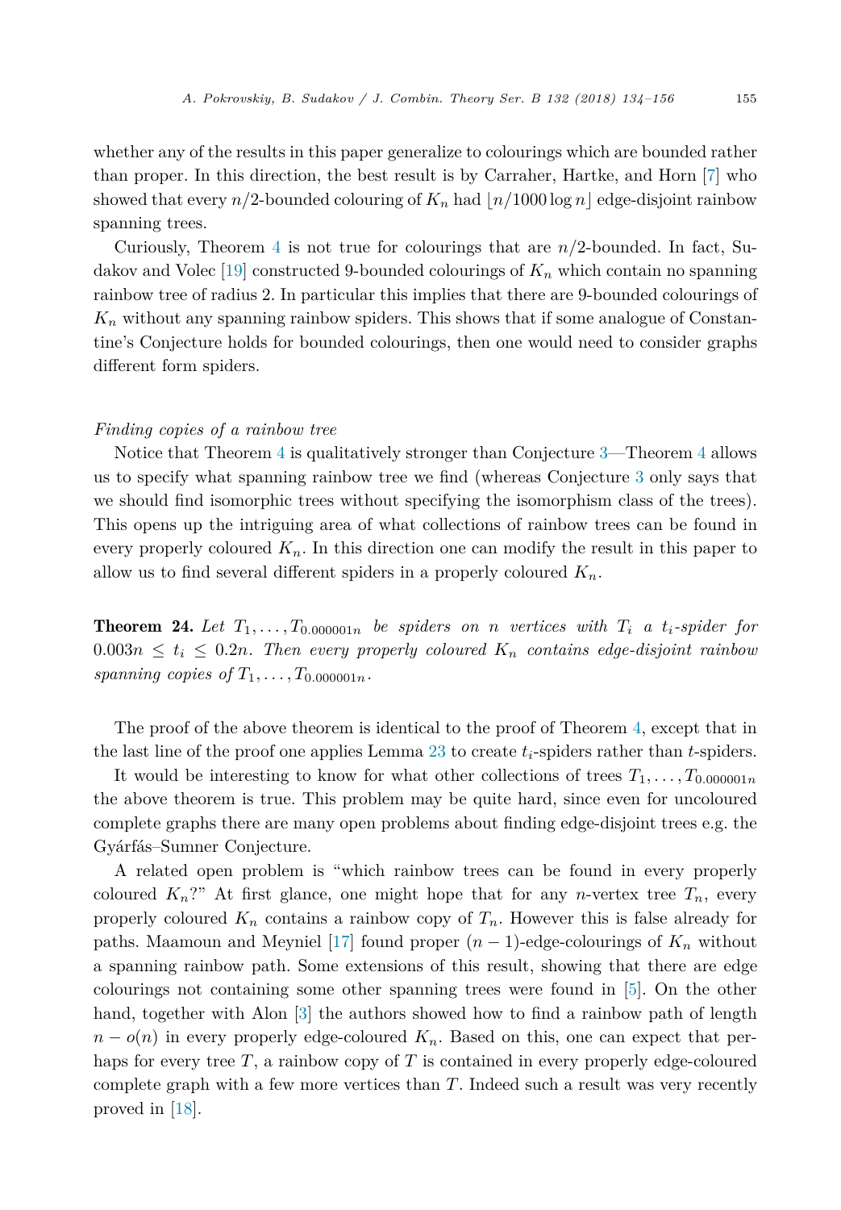whether any of the results in this paper generalize to colourings which are bounded rather than proper. In this direction, the best result is by Carraher, Hartke, and Horn [7] who showed that every $n/2$-bounded colouring of $K_n$ had $\lfloor n/1000 \log n \rfloor$ edge-disjoint rainbow spanning trees.

Curiously, Theorem 4 is not true for colourings that are $n/2$-bounded. In fact, Sudakov and Volec [19] constructed 9-bounded colourings of $K_n$ which contain no spanning rainbow tree of radius 2. In particular this implies that there are 9-bounded colourings of $K_n$ without any spanning rainbow spiders. This shows that if some analogue of Constantine's Conjecture holds for bounded colourings, then one would need to consider graphs different form spiders.

*Finding copies of a rainbow tree*

Notice that Theorem 4 is qualitatively stronger than Conjecture 3—Theorem 4 allows us to specify what spanning rainbow tree we find (whereas Conjecture 3 only says that we should find isomorphic trees without specifying the isomorphism class of the trees). This opens up the intriguing area of what collections of rainbow trees can be found in every properly coloured $K_n$. In this direction one can modify the result in this paper to allow us to find several different spiders in a properly coloured $K_n$.

**Theorem 24.** *Let $T_1, \dots, T_{0.000001n}$ be spiders on $n$ vertices with $T_i$ a $t_i$-spider for $0.003n \le t_i \le 0.2n$. Then every properly coloured $K_n$ contains edge-disjoint rainbow spanning copies of $T_1, \dots, T_{0.000001n}$.*

The proof of the above theorem is identical to the proof of Theorem 4, except that in the last line of the proof one applies Lemma 23 to create $t_i$-spiders rather than $t$-spiders.

It would be interesting to know for what other collections of trees $T_1, \dots, T_{0.000001n}$ the above theorem is true. This problem may be quite hard, since even for uncoloured complete graphs there are many open problems about finding edge-disjoint trees e.g. the Gyárfás–Sumner Conjecture.

A related open problem is "which rainbow trees can be found in every properly coloured $K_n$?" At first glance, one might hope that for any $n$-vertex tree $T_n$, every properly coloured $K_n$ contains a rainbow copy of $T_n$. However this is false already for paths. Maamoun and Meyniel [17] found proper $(n-1)$-edge-colourings of $K_n$ without a spanning rainbow path. Some extensions of this result, showing that there are edge colourings not containing some other spanning trees were found in [5]. On the other hand, together with Alon [3] the authors showed how to find a rainbow path of length $n - o(n)$ in every properly edge-coloured $K_n$. Based on this, one can expect that perhaps for every tree $T$, a rainbow copy of $T$ is contained in every properly edge-coloured complete graph with a few more vertices than $T$. Indeed such a result was very recently proved in [18].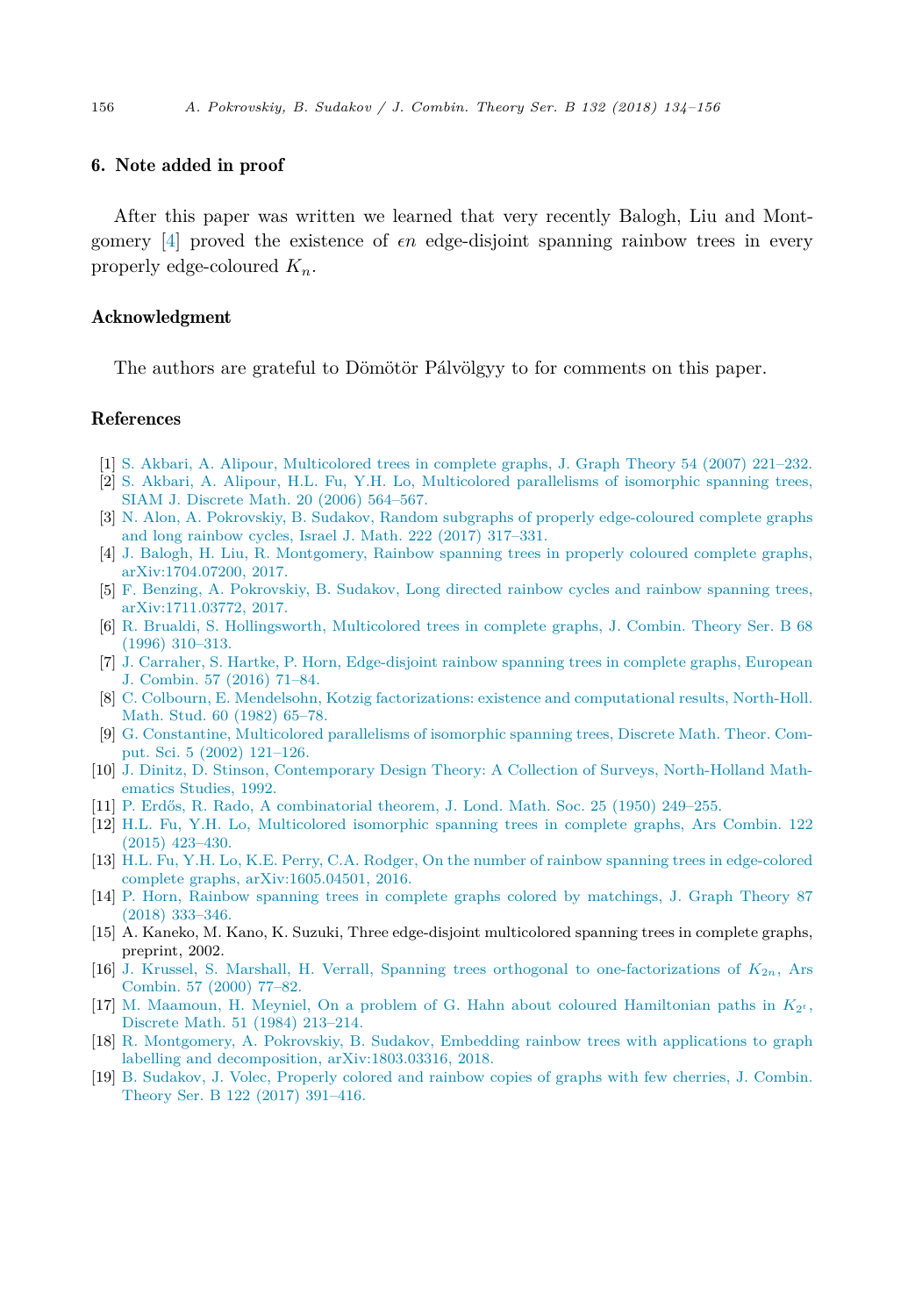## 6. Note added in proof

After this paper was written we learned that very recently Balogh, Liu and Montgomery [4] proved the existence of $\epsilon n$ edge-disjoint spanning rainbow trees in every properly edge-coloured $K_n$.

## Acknowledgment

The authors are grateful to Dömötör Pálvölgyy to for comments on this paper.

## References

[1] S. Akbari, A. Alipour, Multicolored trees in complete graphs, J. Graph Theory 54 (2007) 221–232.
[2] S. Akbari, A. Alipour, H.L. Fu, Y.H. Lo, Multicolored parallelisms of isomorphic spanning trees, SIAM J. Discrete Math. 20 (2006) 564–567.
[3] N. Alon, A. Pokrovskiy, B. Sudakov, Random subgraphs of properly edge-coloured complete graphs and long rainbow cycles, Israel J. Math. 222 (2017) 317–331.
[4] J. Balogh, H. Liu, R. Montgomery, Rainbow spanning trees in properly coloured complete graphs, arXiv:1704.07200, 2017.
[5] F. Benzing, A. Pokrovskiy, B. Sudakov, Long directed rainbow cycles and rainbow spanning trees, arXiv:1711.03772, 2017.
[6] R. Brualdi, S. Hollingsworth, Multicolored trees in complete graphs, J. Combin. Theory Ser. B 68 (1996) 310–313.
[7] J. Carraher, S. Hartke, P. Horn, Edge-disjoint rainbow spanning trees in complete graphs, European J. Combin. 57 (2016) 71–84.
[8] C. Colbourn, E. Mendelsohn, Kotzig factorizations: existence and computational results, North-Holl. Math. Stud. 60 (1982) 65–78.
[9] G. Constantine, Multicolored parallelisms of isomorphic spanning trees, Discrete Math. Theor. Comput. Sci. 5 (2002) 121–126.
[10] J. Dinitz, D. Stinson, Contemporary Design Theory: A Collection of Surveys, North-Holland Mathematics Studies, 1992.
[11] P. Erdős, R. Rado, A combinatorial theorem, J. Lond. Math. Soc. 25 (1950) 249–255.
[12] H.L. Fu, Y.H. Lo, Multicolored isomorphic spanning trees in complete graphs, Ars Combin. 122 (2015) 423–430.
[13] H.L. Fu, Y.H. Lo, K.E. Perry, C.A. Rodger, On the number of rainbow spanning trees in edge-colored complete graphs, arXiv:1605.04501, 2016.
[14] P. Horn, Rainbow spanning trees in complete graphs colored by matchings, J. Graph Theory 87 (2018) 333–346.
[15] A. Kaneko, M. Kano, K. Suzuki, Three edge-disjoint multicolored spanning trees in complete graphs, preprint, 2002.
[16] J. Krussel, S. Marshall, H. Verrall, Spanning trees orthogonal to one-factorizations of $K_{2n}$, Ars Combin. 57 (2000) 77–82.
[17] M. Maamoun, H. Meyniel, On a problem of G. Hahn about coloured Hamiltonian paths in $K_{2^t}$, Discrete Math. 51 (1984) 213–214.
[18] R. Montgomery, A. Pokrovskiy, B. Sudakov, Embedding rainbow trees with applications to graph labelling and decomposition, arXiv:1803.03316, 2018.
[19] B. Sudakov, J. Volec, Properly colored and rainbow copies of graphs with few cherries, J. Combin. Theory Ser. B 122 (2017) 391–416.